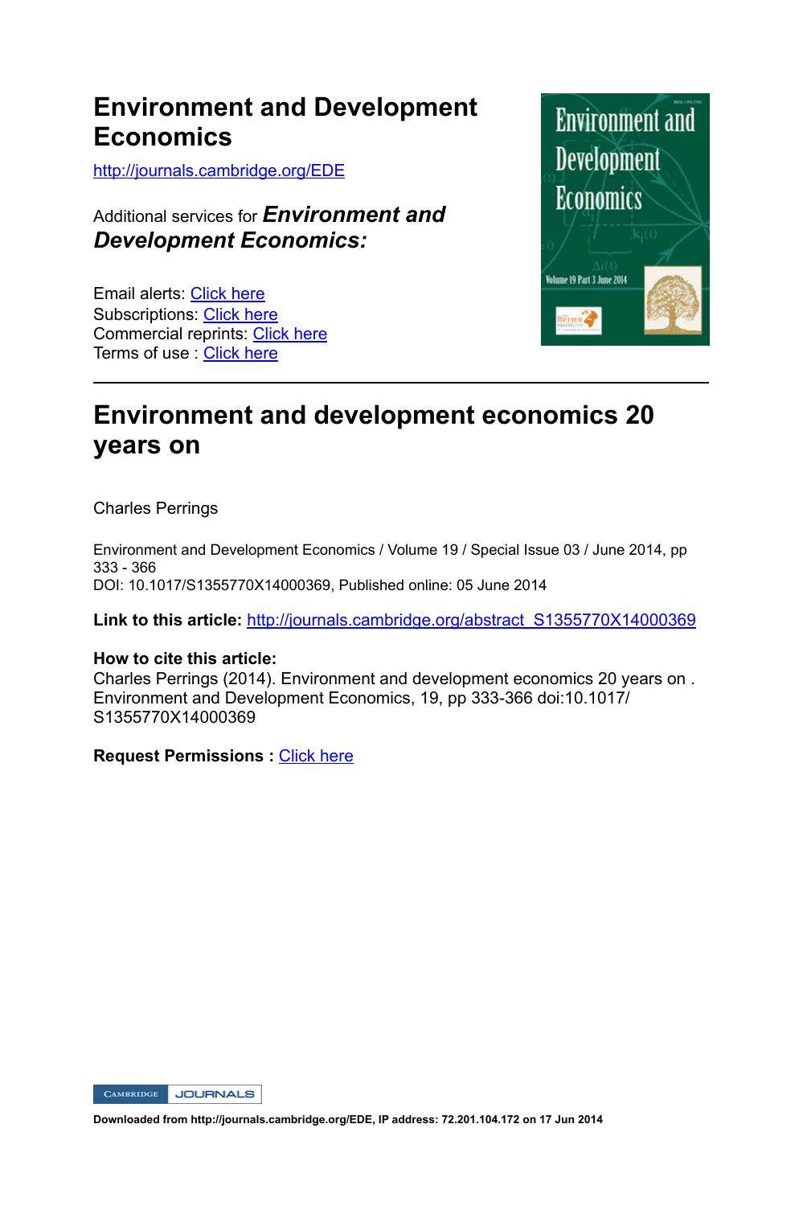# Environment and Development Economics

http://journals.cambridge.org/EDE

Additional services for ***Environment and Development Economics:***

Email alerts: Click here
Subscriptions: Click here
Commercial reprints: Click here
Terms of use : Click here

---

# Environment and development economics 20 years on

Charles Perrings

Environment and Development Economics / Volume 19 / Special Issue 03 / June 2014, pp 333 - 366
DOI: 10.1017/S1355770X14000369, Published online: 05 June 2014

**Link to this article:** http://journals.cambridge.org/abstract_S1355770X14000369

**How to cite this article:**
Charles Perrings (2014). Environment and development economics 20 years on . Environment and Development Economics, 19, pp 333-366 doi:10.1017/S1355770X14000369

**Request Permissions :** Click here

**Downloaded from http://journals.cambridge.org/EDE, IP address: 72.201.104.172 on 17 Jun 2014**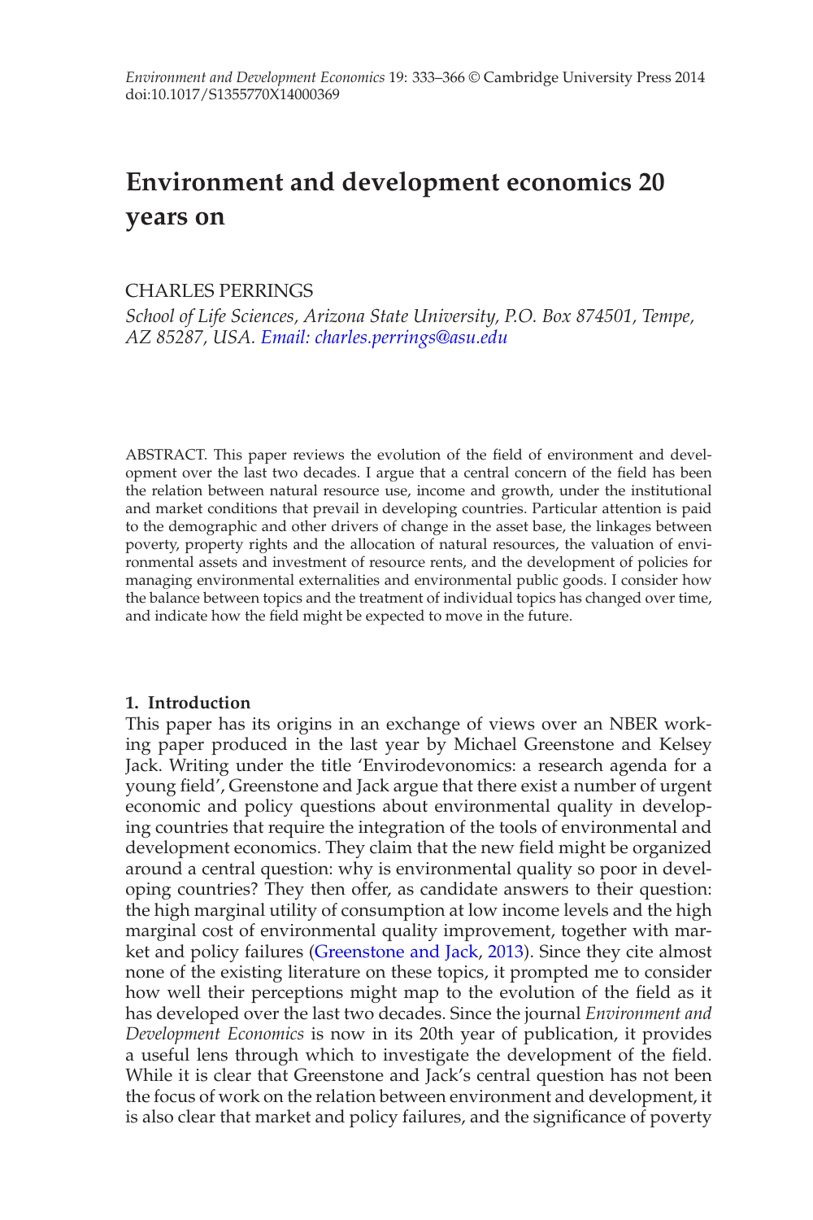*Environment and Development Economics* 19: 333–366 © Cambridge University Press 2014
doi:10.1017/S1355770X14000369

# Environment and development economics 20 years on

CHARLES PERRINGS

*School of Life Sciences, Arizona State University, P.O. Box 874501, Tempe, AZ 85287, USA. Email: charles.perrings@asu.edu*

ABSTRACT. This paper reviews the evolution of the field of environment and development over the last two decades. I argue that a central concern of the field has been the relation between natural resource use, income and growth, under the institutional and market conditions that prevail in developing countries. Particular attention is paid to the demographic and other drivers of change in the asset base, the linkages between poverty, property rights and the allocation of natural resources, the valuation of environmental assets and investment of resource rents, and the development of policies for managing environmental externalities and environmental public goods. I consider how the balance between topics and the treatment of individual topics has changed over time, and indicate how the field might be expected to move in the future.

## 1. Introduction

This paper has its origins in an exchange of views over an NBER working paper produced in the last year by Michael Greenstone and Kelsey Jack. Writing under the title 'Envirodevonomics: a research agenda for a young field', Greenstone and Jack argue that there exist a number of urgent economic and policy questions about environmental quality in developing countries that require the integration of the tools of environmental and development economics. They claim that the new field might be organized around a central question: why is environmental quality so poor in developing countries? They then offer, as candidate answers to their question: the high marginal utility of consumption at low income levels and the high marginal cost of environmental quality improvement, together with market and policy failures (Greenstone and Jack, 2013). Since they cite almost none of the existing literature on these topics, it prompted me to consider how well their perceptions might map to the evolution of the field as it has developed over the last two decades. Since the journal *Environment and Development Economics* is now in its 20th year of publication, it provides a useful lens through which to investigate the development of the field. While it is clear that Greenstone and Jack's central question has not been the focus of work on the relation between environment and development, it is also clear that market and policy failures, and the significance of poverty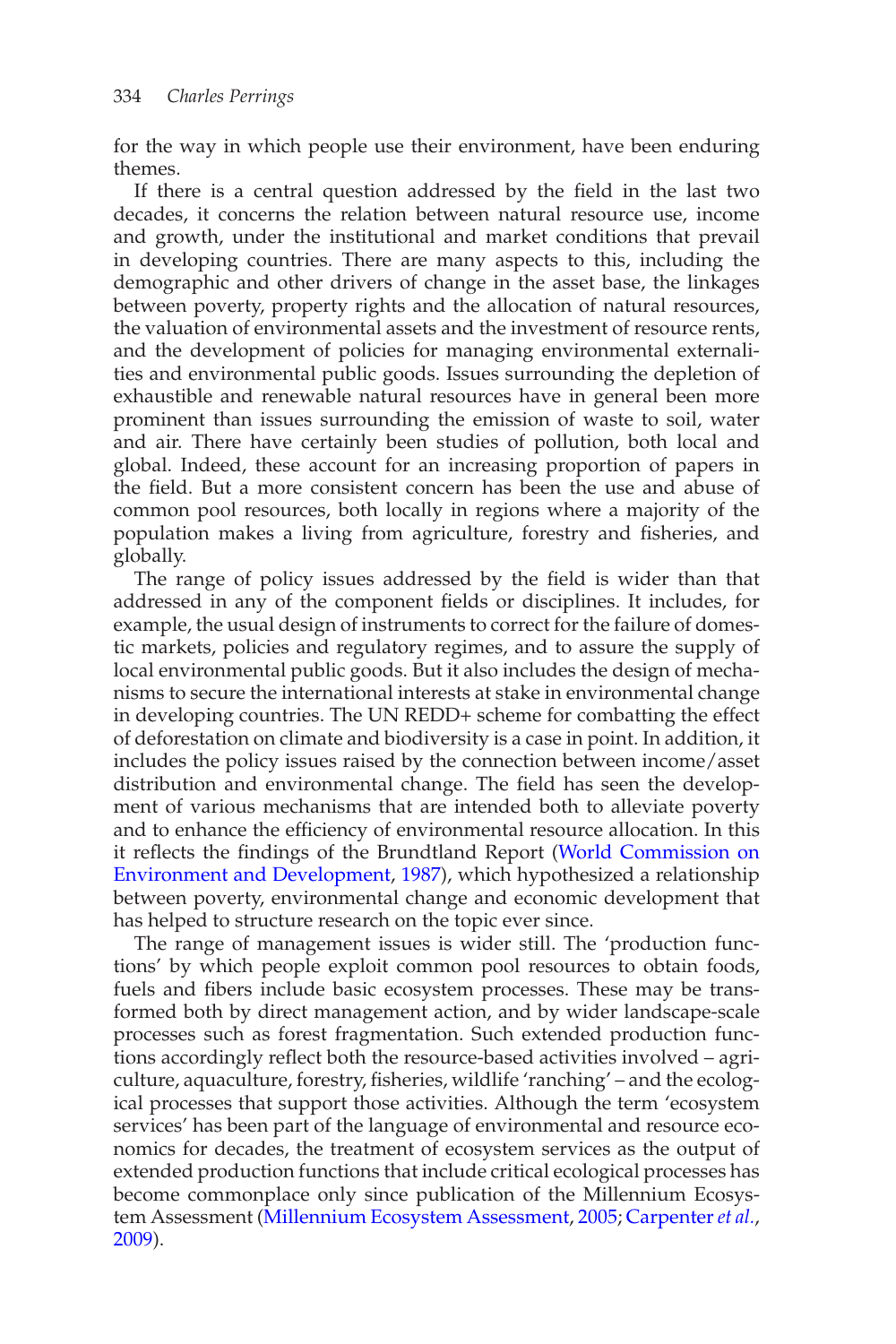for the way in which people use their environment, have been enduring themes.

If there is a central question addressed by the field in the last two decades, it concerns the relation between natural resource use, income and growth, under the institutional and market conditions that prevail in developing countries. There are many aspects to this, including the demographic and other drivers of change in the asset base, the linkages between poverty, property rights and the allocation of natural resources, the valuation of environmental assets and the investment of resource rents, and the development of policies for managing environmental externalities and environmental public goods. Issues surrounding the depletion of exhaustible and renewable natural resources have in general been more prominent than issues surrounding the emission of waste to soil, water and air. There have certainly been studies of pollution, both local and global. Indeed, these account for an increasing proportion of papers in the field. But a more consistent concern has been the use and abuse of common pool resources, both locally in regions where a majority of the population makes a living from agriculture, forestry and fisheries, and globally.

The range of policy issues addressed by the field is wider than that addressed in any of the component fields or disciplines. It includes, for example, the usual design of instruments to correct for the failure of domestic markets, policies and regulatory regimes, and to assure the supply of local environmental public goods. But it also includes the design of mechanisms to secure the international interests at stake in environmental change in developing countries. The UN REDD+ scheme for combatting the effect of deforestation on climate and biodiversity is a case in point. In addition, it includes the policy issues raised by the connection between income/asset distribution and environmental change. The field has seen the development of various mechanisms that are intended both to alleviate poverty and to enhance the efficiency of environmental resource allocation. In this it reflects the findings of the Brundtland Report (World Commission on Environment and Development, 1987), which hypothesized a relationship between poverty, environmental change and economic development that has helped to structure research on the topic ever since.

The range of management issues is wider still. The 'production functions' by which people exploit common pool resources to obtain foods, fuels and fibers include basic ecosystem processes. These may be transformed both by direct management action, and by wider landscape-scale processes such as forest fragmentation. Such extended production functions accordingly reflect both the resource-based activities involved – agriculture, aquaculture, forestry, fisheries, wildlife 'ranching' – and the ecological processes that support those activities. Although the term 'ecosystem services' has been part of the language of environmental and resource economics for decades, the treatment of ecosystem services as the output of extended production functions that include critical ecological processes has become commonplace only since publication of the Millennium Ecosystem Assessment (Millennium Ecosystem Assessment, 2005; Carpenter *et al.*, 2009).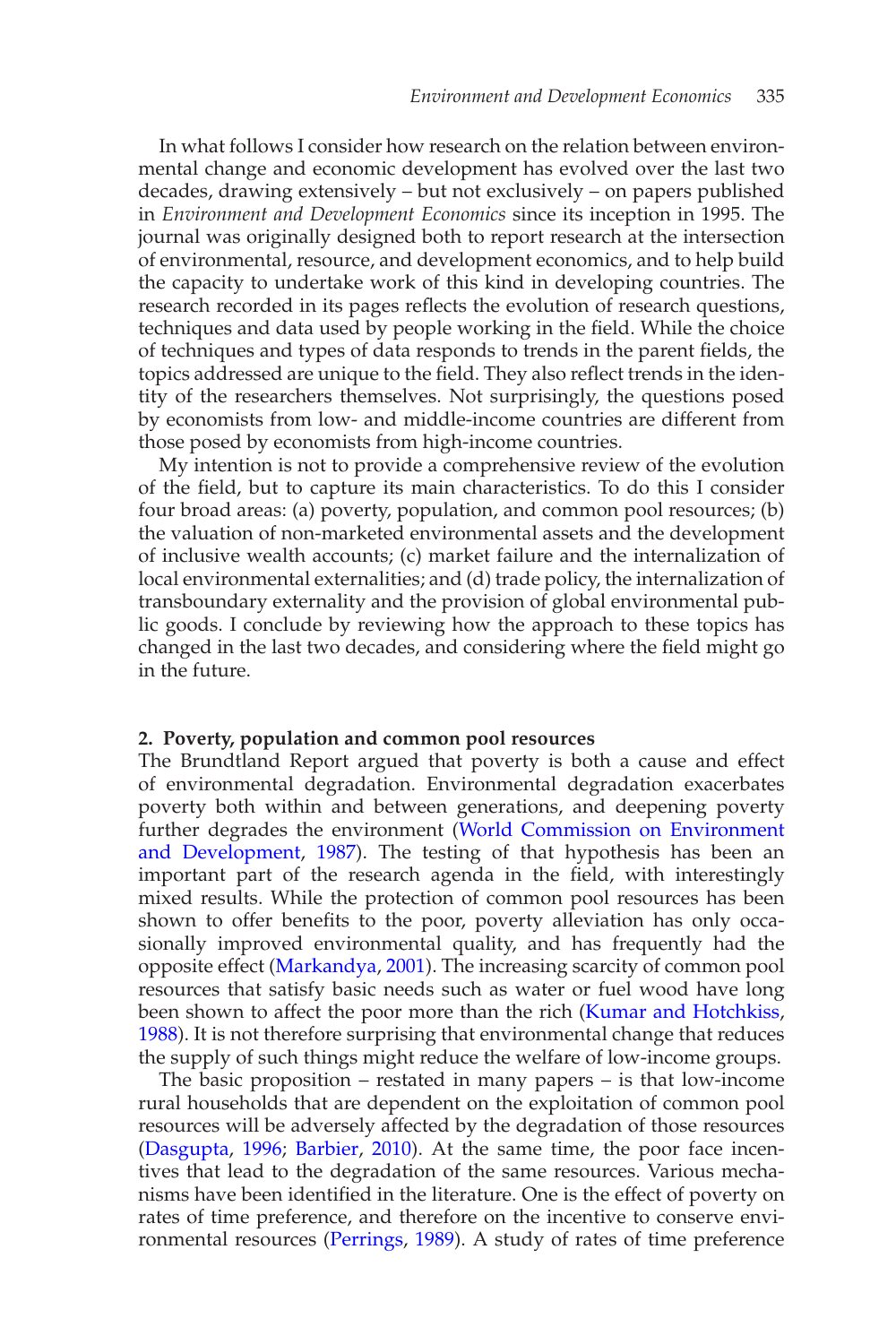In what follows I consider how research on the relation between environmental change and economic development has evolved over the last two decades, drawing extensively – but not exclusively – on papers published in *Environment and Development Economics* since its inception in 1995. The journal was originally designed both to report research at the intersection of environmental, resource, and development economics, and to help build the capacity to undertake work of this kind in developing countries. The research recorded in its pages reflects the evolution of research questions, techniques and data used by people working in the field. While the choice of techniques and types of data responds to trends in the parent fields, the topics addressed are unique to the field. They also reflect trends in the identity of the researchers themselves. Not surprisingly, the questions posed by economists from low- and middle-income countries are different from those posed by economists from high-income countries.

My intention is not to provide a comprehensive review of the evolution of the field, but to capture its main characteristics. To do this I consider four broad areas: (a) poverty, population, and common pool resources; (b) the valuation of non-marketed environmental assets and the development of inclusive wealth accounts; (c) market failure and the internalization of local environmental externalities; and (d) trade policy, the internalization of transboundary externality and the provision of global environmental public goods. I conclude by reviewing how the approach to these topics has changed in the last two decades, and considering where the field might go in the future.

## 2. Poverty, population and common pool resources

The Brundtland Report argued that poverty is both a cause and effect of environmental degradation. Environmental degradation exacerbates poverty both within and between generations, and deepening poverty further degrades the environment (World Commission on Environment and Development, 1987). The testing of that hypothesis has been an important part of the research agenda in the field, with interestingly mixed results. While the protection of common pool resources has been shown to offer benefits to the poor, poverty alleviation has only occasionally improved environmental quality, and has frequently had the opposite effect (Markandya, 2001). The increasing scarcity of common pool resources that satisfy basic needs such as water or fuel wood have long been shown to affect the poor more than the rich (Kumar and Hotchkiss, 1988). It is not therefore surprising that environmental change that reduces the supply of such things might reduce the welfare of low-income groups.

The basic proposition – restated in many papers – is that low-income rural households that are dependent on the exploitation of common pool resources will be adversely affected by the degradation of those resources (Dasgupta, 1996; Barbier, 2010). At the same time, the poor face incentives that lead to the degradation of the same resources. Various mechanisms have been identified in the literature. One is the effect of poverty on rates of time preference, and therefore on the incentive to conserve environmental resources (Perrings, 1989). A study of rates of time preference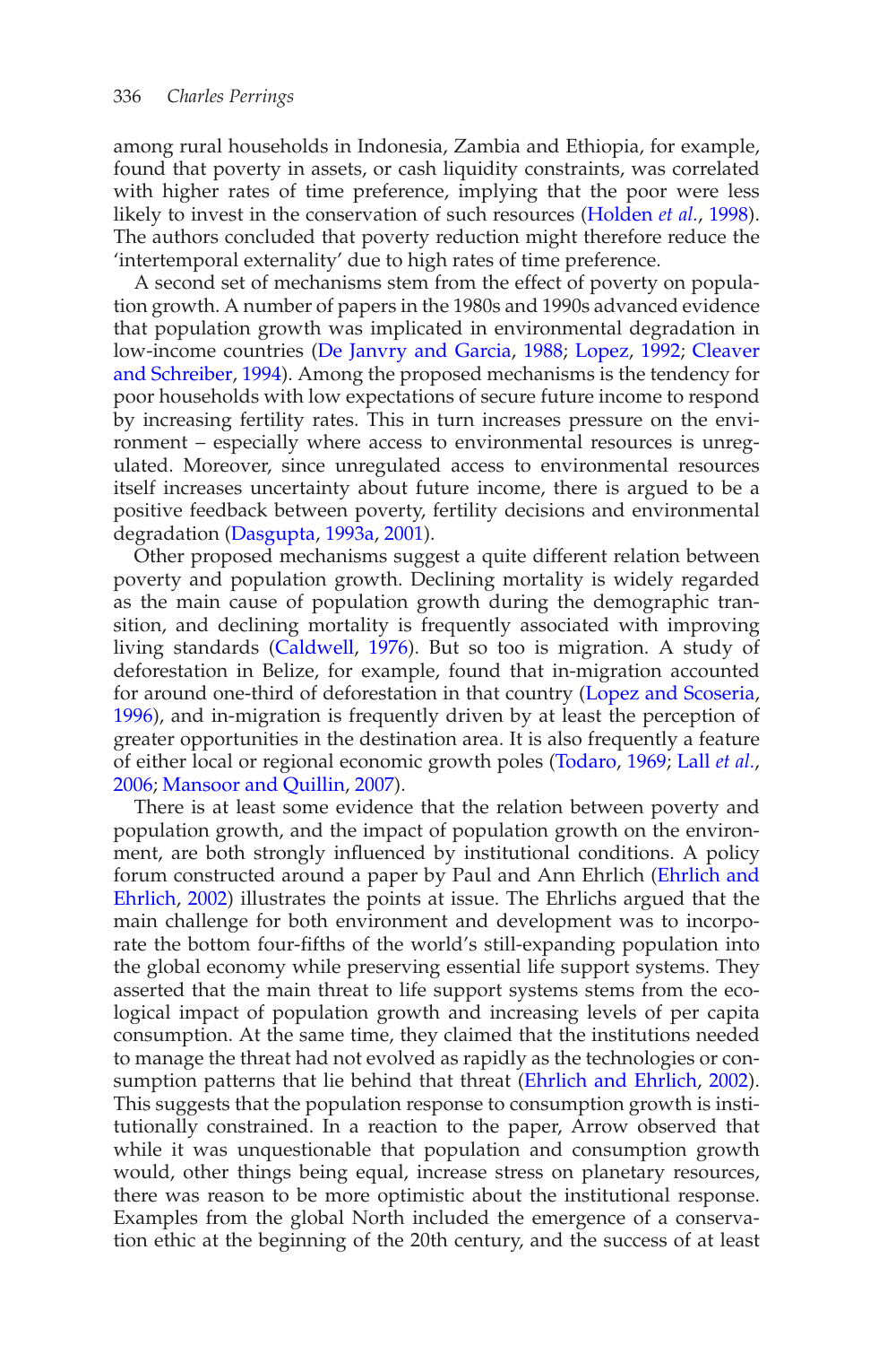among rural households in Indonesia, Zambia and Ethiopia, for example, found that poverty in assets, or cash liquidity constraints, was correlated with higher rates of time preference, implying that the poor were less likely to invest in the conservation of such resources (Holden *et al.*, 1998). The authors concluded that poverty reduction might therefore reduce the 'intertemporal externality' due to high rates of time preference.

A second set of mechanisms stem from the effect of poverty on population growth. A number of papers in the 1980s and 1990s advanced evidence that population growth was implicated in environmental degradation in low-income countries (De Janvry and Garcia, 1988; Lopez, 1992; Cleaver and Schreiber, 1994). Among the proposed mechanisms is the tendency for poor households with low expectations of secure future income to respond by increasing fertility rates. This in turn increases pressure on the environment – especially where access to environmental resources is unregulated. Moreover, since unregulated access to environmental resources itself increases uncertainty about future income, there is argued to be a positive feedback between poverty, fertility decisions and environmental degradation (Dasgupta, 1993a, 2001).

Other proposed mechanisms suggest a quite different relation between poverty and population growth. Declining mortality is widely regarded as the main cause of population growth during the demographic transition, and declining mortality is frequently associated with improving living standards (Caldwell, 1976). But so too is migration. A study of deforestation in Belize, for example, found that in-migration accounted for around one-third of deforestation in that country (Lopez and Scoseria, 1996), and in-migration is frequently driven by at least the perception of greater opportunities in the destination area. It is also frequently a feature of either local or regional economic growth poles (Todaro, 1969; Lall *et al.*, 2006; Mansoor and Quillin, 2007).

There is at least some evidence that the relation between poverty and population growth, and the impact of population growth on the environment, are both strongly influenced by institutional conditions. A policy forum constructed around a paper by Paul and Ann Ehrlich (Ehrlich and Ehrlich, 2002) illustrates the points at issue. The Ehrlichs argued that the main challenge for both environment and development was to incorporate the bottom four-fifths of the world's still-expanding population into the global economy while preserving essential life support systems. They asserted that the main threat to life support systems stems from the ecological impact of population growth and increasing levels of per capita consumption. At the same time, they claimed that the institutions needed to manage the threat had not evolved as rapidly as the technologies or consumption patterns that lie behind that threat (Ehrlich and Ehrlich, 2002). This suggests that the population response to consumption growth is institutionally constrained. In a reaction to the paper, Arrow observed that while it was unquestionable that population and consumption growth would, other things being equal, increase stress on planetary resources, there was reason to be more optimistic about the institutional response. Examples from the global North included the emergence of a conservation ethic at the beginning of the 20th century, and the success of at least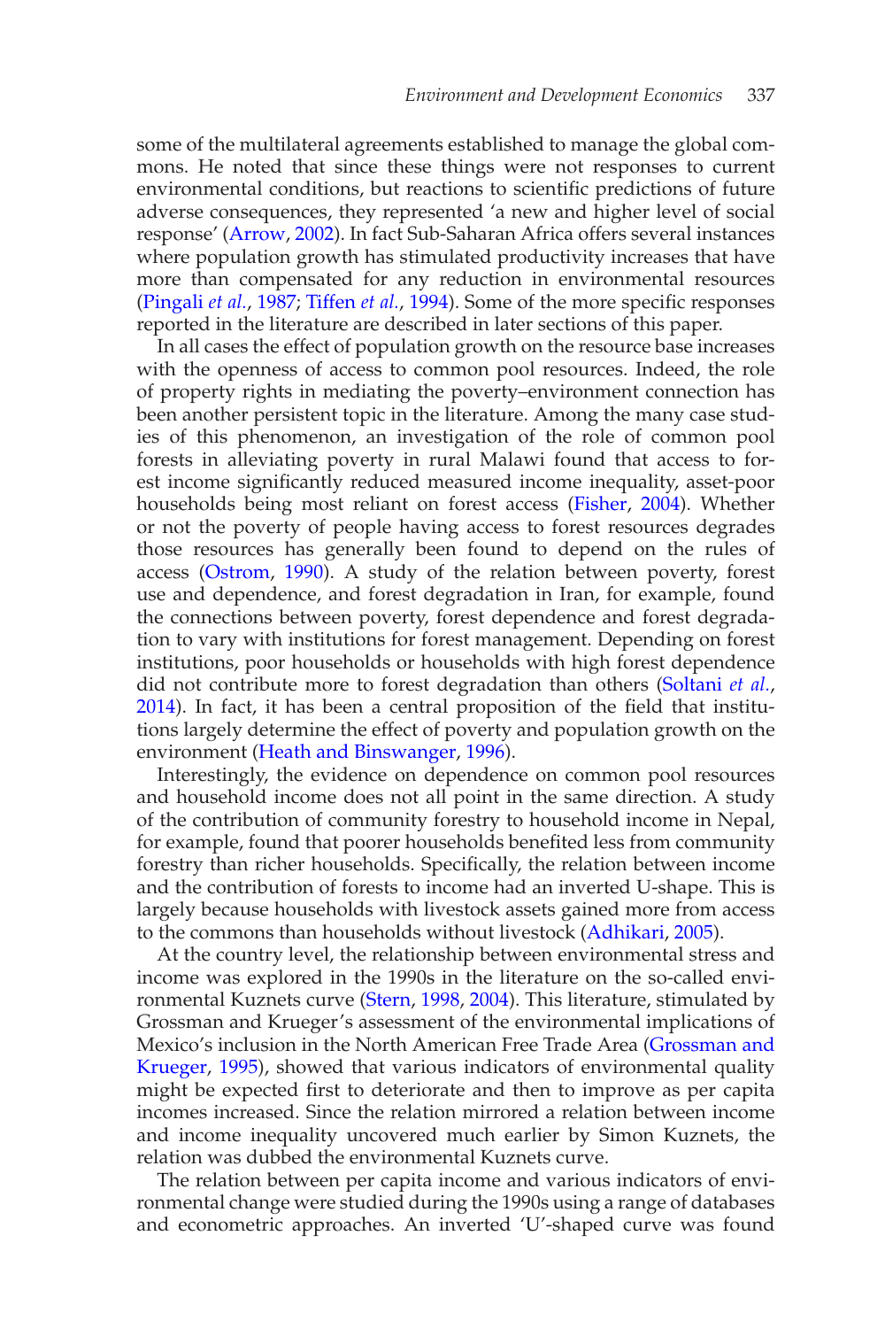some of the multilateral agreements established to manage the global commons. He noted that since these things were not responses to current environmental conditions, but reactions to scientific predictions of future adverse consequences, they represented 'a new and higher level of social response' (Arrow, 2002). In fact Sub-Saharan Africa offers several instances where population growth has stimulated productivity increases that have more than compensated for any reduction in environmental resources (Pingali *et al.*, 1987; Tiffen *et al.*, 1994). Some of the more specific responses reported in the literature are described in later sections of this paper.

In all cases the effect of population growth on the resource base increases with the openness of access to common pool resources. Indeed, the role of property rights in mediating the poverty–environment connection has been another persistent topic in the literature. Among the many case studies of this phenomenon, an investigation of the role of common pool forests in alleviating poverty in rural Malawi found that access to forest income significantly reduced measured income inequality, asset-poor households being most reliant on forest access (Fisher, 2004). Whether or not the poverty of people having access to forest resources degrades those resources has generally been found to depend on the rules of access (Ostrom, 1990). A study of the relation between poverty, forest use and dependence, and forest degradation in Iran, for example, found the connections between poverty, forest dependence and forest degradation to vary with institutions for forest management. Depending on forest institutions, poor households or households with high forest dependence did not contribute more to forest degradation than others (Soltani *et al.*, 2014). In fact, it has been a central proposition of the field that institutions largely determine the effect of poverty and population growth on the environment (Heath and Binswanger, 1996).

Interestingly, the evidence on dependence on common pool resources and household income does not all point in the same direction. A study of the contribution of community forestry to household income in Nepal, for example, found that poorer households benefited less from community forestry than richer households. Specifically, the relation between income and the contribution of forests to income had an inverted U-shape. This is largely because households with livestock assets gained more from access to the commons than households without livestock (Adhikari, 2005).

At the country level, the relationship between environmental stress and income was explored in the 1990s in the literature on the so-called environmental Kuznets curve (Stern, 1998, 2004). This literature, stimulated by Grossman and Krueger's assessment of the environmental implications of Mexico's inclusion in the North American Free Trade Area (Grossman and Krueger, 1995), showed that various indicators of environmental quality might be expected first to deteriorate and then to improve as per capita incomes increased. Since the relation mirrored a relation between income and income inequality uncovered much earlier by Simon Kuznets, the relation was dubbed the environmental Kuznets curve.

The relation between per capita income and various indicators of environmental change were studied during the 1990s using a range of databases and econometric approaches. An inverted 'U'-shaped curve was found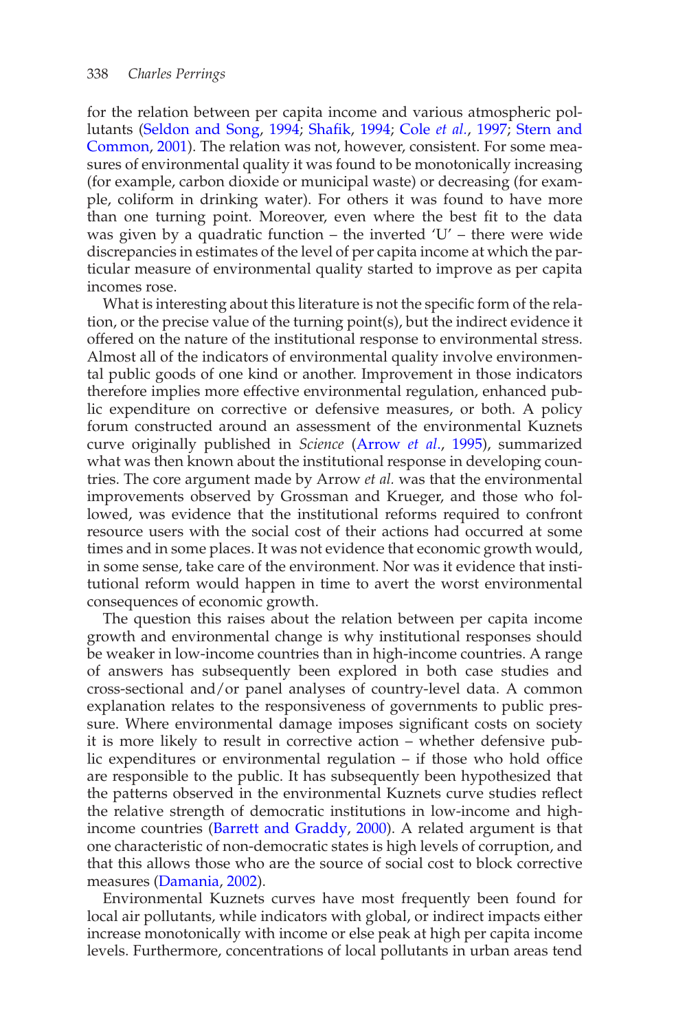for the relation between per capita income and various atmospheric pollutants (Seldon and Song, 1994; Shafik, 1994; Cole *et al.*, 1997; Stern and Common, 2001). The relation was not, however, consistent. For some measures of environmental quality it was found to be monotonically increasing (for example, carbon dioxide or municipal waste) or decreasing (for example, coliform in drinking water). For others it was found to have more than one turning point. Moreover, even where the best fit to the data was given by a quadratic function – the inverted 'U' – there were wide discrepancies in estimates of the level of per capita income at which the particular measure of environmental quality started to improve as per capita incomes rose.

What is interesting about this literature is not the specific form of the relation, or the precise value of the turning point(s), but the indirect evidence it offered on the nature of the institutional response to environmental stress. Almost all of the indicators of environmental quality involve environmental public goods of one kind or another. Improvement in those indicators therefore implies more effective environmental regulation, enhanced public expenditure on corrective or defensive measures, or both. A policy forum constructed around an assessment of the environmental Kuznets curve originally published in *Science* (Arrow *et al.*, 1995), summarized what was then known about the institutional response in developing countries. The core argument made by Arrow *et al.* was that the environmental improvements observed by Grossman and Krueger, and those who followed, was evidence that the institutional reforms required to confront resource users with the social cost of their actions had occurred at some times and in some places. It was not evidence that economic growth would, in some sense, take care of the environment. Nor was it evidence that institutional reform would happen in time to avert the worst environmental consequences of economic growth.

The question this raises about the relation between per capita income growth and environmental change is why institutional responses should be weaker in low-income countries than in high-income countries. A range of answers has subsequently been explored in both case studies and cross-sectional and/or panel analyses of country-level data. A common explanation relates to the responsiveness of governments to public pressure. Where environmental damage imposes significant costs on society it is more likely to result in corrective action – whether defensive public expenditures or environmental regulation – if those who hold office are responsible to the public. It has subsequently been hypothesized that the patterns observed in the environmental Kuznets curve studies reflect the relative strength of democratic institutions in low-income and high-income countries (Barrett and Graddy, 2000). A related argument is that one characteristic of non-democratic states is high levels of corruption, and that this allows those who are the source of social cost to block corrective measures (Damania, 2002).

Environmental Kuznets curves have most frequently been found for local air pollutants, while indicators with global, or indirect impacts either increase monotonically with income or else peak at high per capita income levels. Furthermore, concentrations of local pollutants in urban areas tend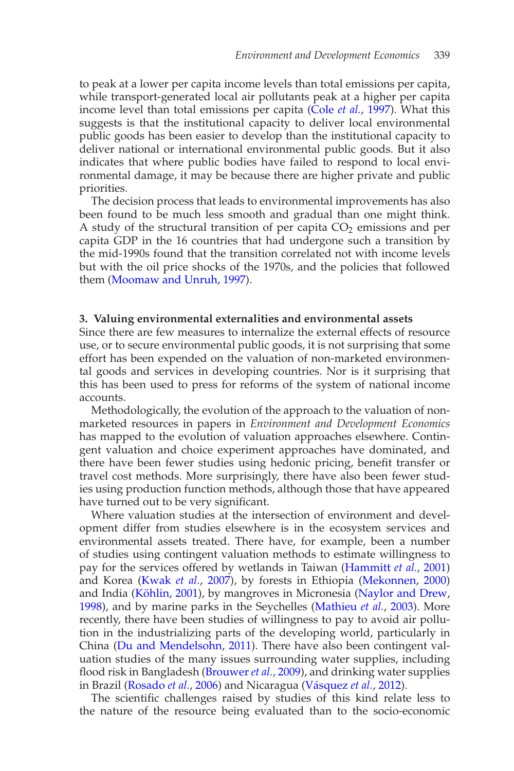to peak at a lower per capita income levels than total emissions per capita, while transport-generated local air pollutants peak at a higher per capita income level than total emissions per capita (Cole *et al.*, 1997). What this suggests is that the institutional capacity to deliver local environmental public goods has been easier to develop than the institutional capacity to deliver national or international environmental public goods. But it also indicates that where public bodies have failed to respond to local environmental damage, it may be because there are higher private and public priorities.

The decision process that leads to environmental improvements has also been found to be much less smooth and gradual than one might think. A study of the structural transition of per capita $CO_2$ emissions and per capita GDP in the 16 countries that had undergone such a transition by the mid-1990s found that the transition correlated not with income levels but with the oil price shocks of the 1970s, and the policies that followed them (Moomaw and Unruh, 1997).

## 3. Valuing environmental externalities and environmental assets

Since there are few measures to internalize the external effects of resource use, or to secure environmental public goods, it is not surprising that some effort has been expended on the valuation of non-marketed environmental goods and services in developing countries. Nor is it surprising that this has been used to press for reforms of the system of national income accounts.

Methodologically, the evolution of the approach to the valuation of non-marketed resources in papers in *Environment and Development Economics* has mapped to the evolution of valuation approaches elsewhere. Contingent valuation and choice experiment approaches have dominated, and there have been fewer studies using hedonic pricing, benefit transfer or travel cost methods. More surprisingly, there have also been fewer studies using production function methods, although those that have appeared have turned out to be very significant.

Where valuation studies at the intersection of environment and development differ from studies elsewhere is in the ecosystem services and environmental assets treated. There have, for example, been a number of studies using contingent valuation methods to estimate willingness to pay for the services offered by wetlands in Taiwan (Hammitt *et al.*, 2001) and Korea (Kwak *et al.*, 2007), by forests in Ethiopia (Mekonnen, 2000) and India (Köhlin, 2001), by mangroves in Micronesia (Naylor and Drew, 1998), and by marine parks in the Seychelles (Mathieu *et al.*, 2003). More recently, there have been studies of willingness to pay to avoid air pollution in the industrializing parts of the developing world, particularly in China (Du and Mendelsohn, 2011). There have also been contingent valuation studies of the many issues surrounding water supplies, including flood risk in Bangladesh (Brouwer *et al.*, 2009), and drinking water supplies in Brazil (Rosado *et al.*, 2006) and Nicaragua (Vásquez *et al.*, 2012).

The scientific challenges raised by studies of this kind relate less to the nature of the resource being evaluated than to the socio-economic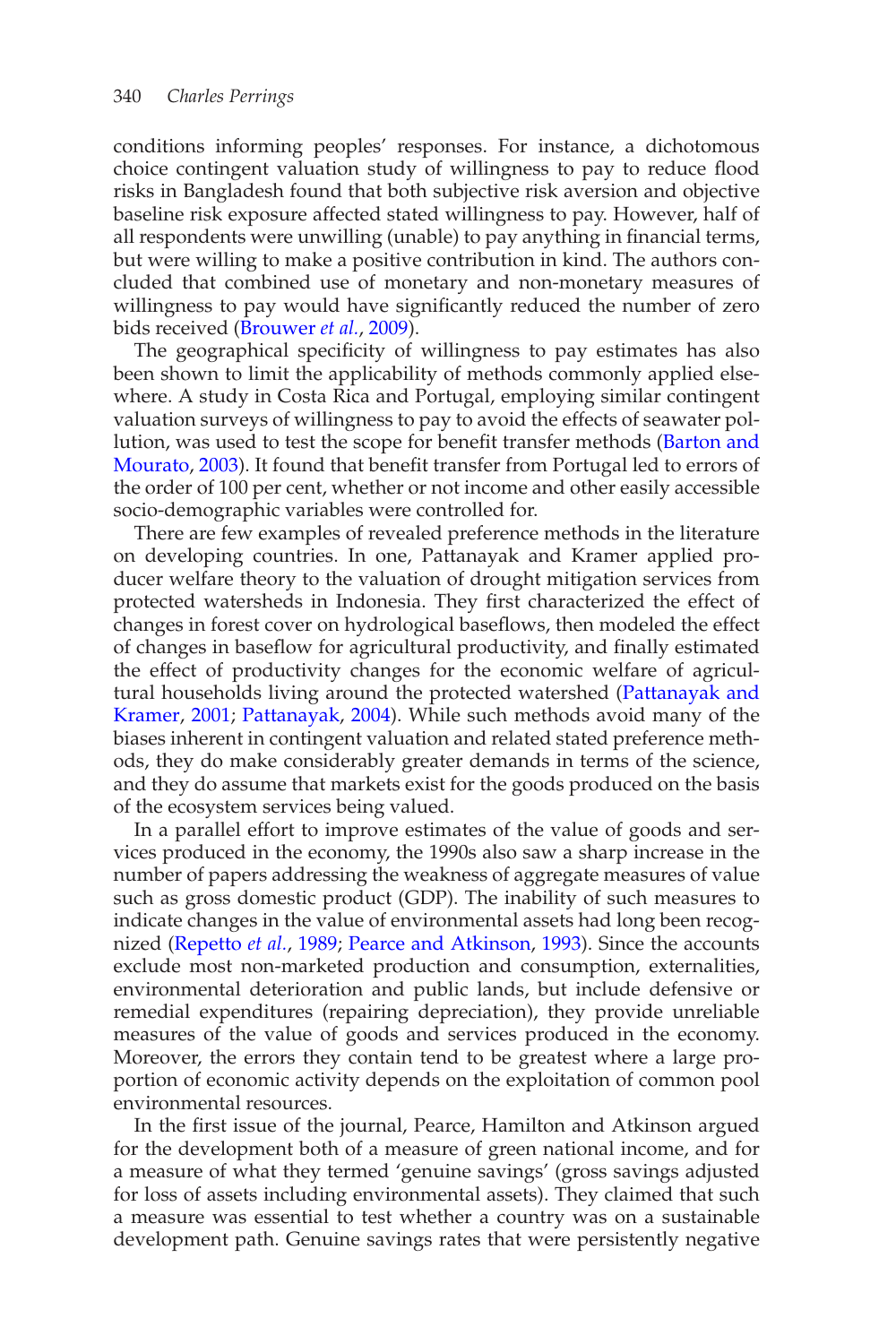conditions informing peoples' responses. For instance, a dichotomous choice contingent valuation study of willingness to pay to reduce flood risks in Bangladesh found that both subjective risk aversion and objective baseline risk exposure affected stated willingness to pay. However, half of all respondents were unwilling (unable) to pay anything in financial terms, but were willing to make a positive contribution in kind. The authors concluded that combined use of monetary and non-monetary measures of willingness to pay would have significantly reduced the number of zero bids received (Brouwer *et al.*, 2009).

The geographical specificity of willingness to pay estimates has also been shown to limit the applicability of methods commonly applied elsewhere. A study in Costa Rica and Portugal, employing similar contingent valuation surveys of willingness to pay to avoid the effects of seawater pollution, was used to test the scope for benefit transfer methods (Barton and Mourato, 2003). It found that benefit transfer from Portugal led to errors of the order of 100 per cent, whether or not income and other easily accessible socio-demographic variables were controlled for.

There are few examples of revealed preference methods in the literature on developing countries. In one, Pattanayak and Kramer applied producer welfare theory to the valuation of drought mitigation services from protected watersheds in Indonesia. They first characterized the effect of changes in forest cover on hydrological baseflows, then modeled the effect of changes in baseflow for agricultural productivity, and finally estimated the effect of productivity changes for the economic welfare of agricultural households living around the protected watershed (Pattanayak and Kramer, 2001; Pattanayak, 2004). While such methods avoid many of the biases inherent in contingent valuation and related stated preference methods, they do make considerably greater demands in terms of the science, and they do assume that markets exist for the goods produced on the basis of the ecosystem services being valued.

In a parallel effort to improve estimates of the value of goods and services produced in the economy, the 1990s also saw a sharp increase in the number of papers addressing the weakness of aggregate measures of value such as gross domestic product (GDP). The inability of such measures to indicate changes in the value of environmental assets had long been recognized (Repetto *et al.*, 1989; Pearce and Atkinson, 1993). Since the accounts exclude most non-marketed production and consumption, externalities, environmental deterioration and public lands, but include defensive or remedial expenditures (repairing depreciation), they provide unreliable measures of the value of goods and services produced in the economy. Moreover, the errors they contain tend to be greatest where a large proportion of economic activity depends on the exploitation of common pool environmental resources.

In the first issue of the journal, Pearce, Hamilton and Atkinson argued for the development both of a measure of green national income, and for a measure of what they termed 'genuine savings' (gross savings adjusted for loss of assets including environmental assets). They claimed that such a measure was essential to test whether a country was on a sustainable development path. Genuine savings rates that were persistently negative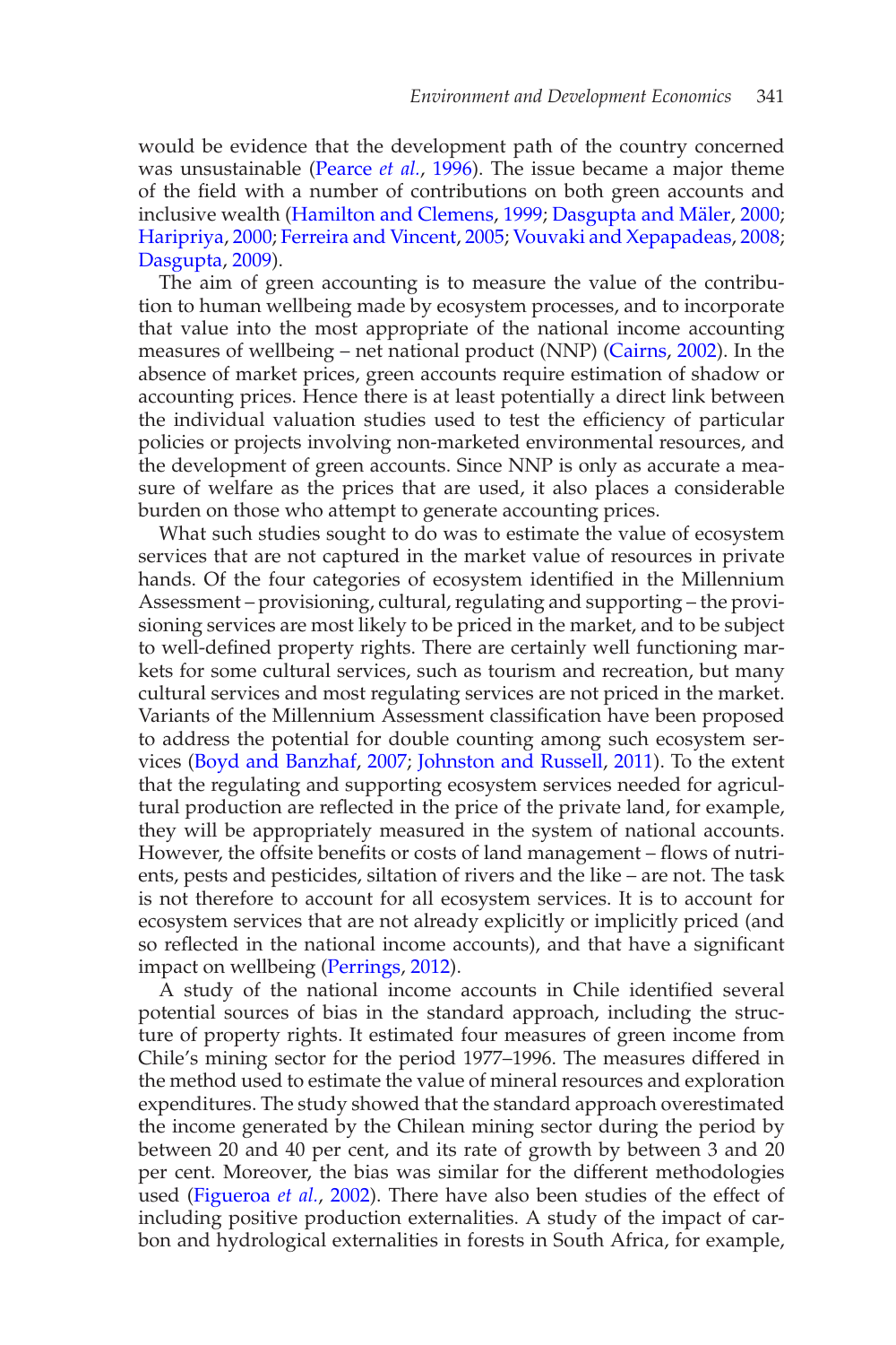would be evidence that the development path of the country concerned was unsustainable (Pearce *et al.*, 1996). The issue became a major theme of the field with a number of contributions on both green accounts and inclusive wealth (Hamilton and Clemens, 1999; Dasgupta and Mäler, 2000; Haripriya, 2000; Ferreira and Vincent, 2005; Vouvaki and Xepapadeas, 2008; Dasgupta, 2009).

The aim of green accounting is to measure the value of the contribution to human wellbeing made by ecosystem processes, and to incorporate that value into the most appropriate of the national income accounting measures of wellbeing – net national product (NNP) (Cairns, 2002). In the absence of market prices, green accounts require estimation of shadow or accounting prices. Hence there is at least potentially a direct link between the individual valuation studies used to test the efficiency of particular policies or projects involving non-marketed environmental resources, and the development of green accounts. Since NNP is only as accurate a measure of welfare as the prices that are used, it also places a considerable burden on those who attempt to generate accounting prices.

What such studies sought to do was to estimate the value of ecosystem services that are not captured in the market value of resources in private hands. Of the four categories of ecosystem identified in the Millennium Assessment – provisioning, cultural, regulating and supporting – the provisioning services are most likely to be priced in the market, and to be subject to well-defined property rights. There are certainly well functioning markets for some cultural services, such as tourism and recreation, but many cultural services and most regulating services are not priced in the market. Variants of the Millennium Assessment classification have been proposed to address the potential for double counting among such ecosystem services (Boyd and Banzhaf, 2007; Johnston and Russell, 2011). To the extent that the regulating and supporting ecosystem services needed for agricultural production are reflected in the price of the private land, for example, they will be appropriately measured in the system of national accounts. However, the offsite benefits or costs of land management – flows of nutrients, pests and pesticides, siltation of rivers and the like – are not. The task is not therefore to account for all ecosystem services. It is to account for ecosystem services that are not already explicitly or implicitly priced (and so reflected in the national income accounts), and that have a significant impact on wellbeing (Perrings, 2012).

A study of the national income accounts in Chile identified several potential sources of bias in the standard approach, including the structure of property rights. It estimated four measures of green income from Chile's mining sector for the period 1977–1996. The measures differed in the method used to estimate the value of mineral resources and exploration expenditures. The study showed that the standard approach overestimated the income generated by the Chilean mining sector during the period by between 20 and 40 per cent, and its rate of growth by between 3 and 20 per cent. Moreover, the bias was similar for the different methodologies used (Figueroa *et al.*, 2002). There have also been studies of the effect of including positive production externalities. A study of the impact of carbon and hydrological externalities in forests in South Africa, for example,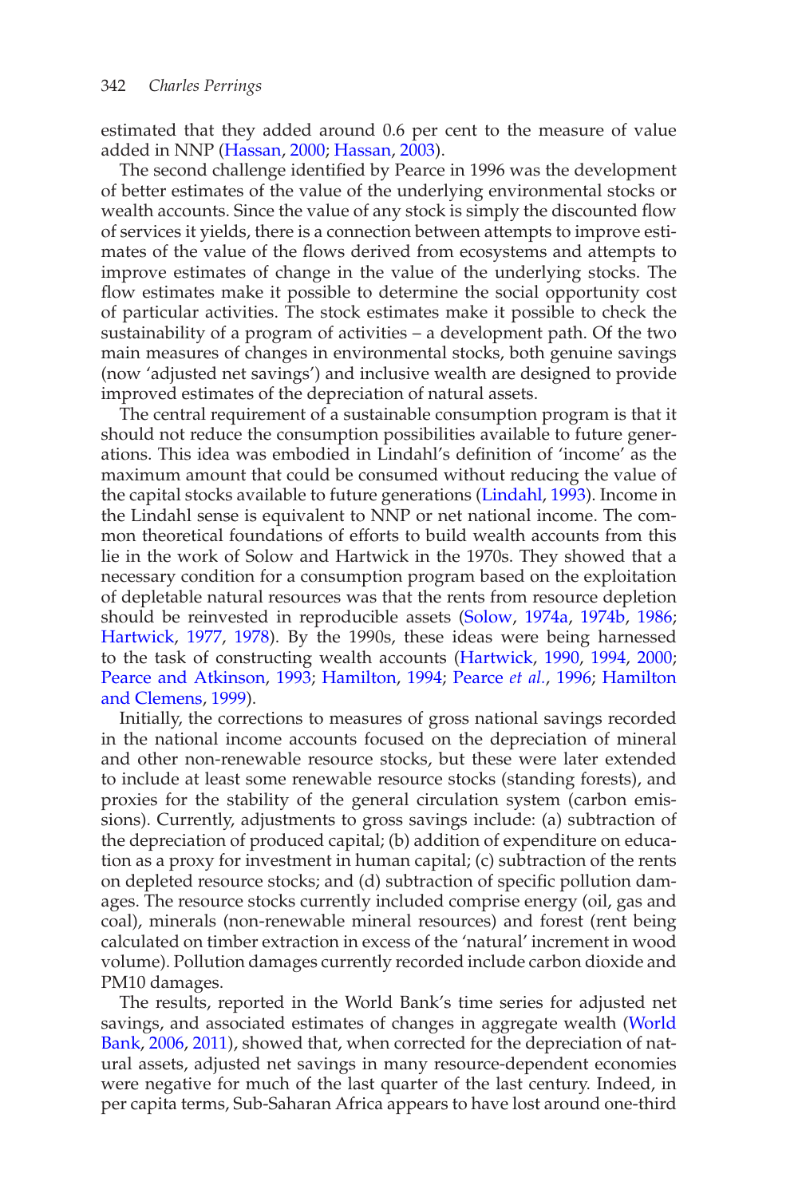estimated that they added around 0.6 per cent to the measure of value added in NNP (Hassan, 2000; Hassan, 2003).

The second challenge identified by Pearce in 1996 was the development of better estimates of the value of the underlying environmental stocks or wealth accounts. Since the value of any stock is simply the discounted flow of services it yields, there is a connection between attempts to improve estimates of the value of the flows derived from ecosystems and attempts to improve estimates of change in the value of the underlying stocks. The flow estimates make it possible to determine the social opportunity cost of particular activities. The stock estimates make it possible to check the sustainability of a program of activities – a development path. Of the two main measures of changes in environmental stocks, both genuine savings (now 'adjusted net savings') and inclusive wealth are designed to provide improved estimates of the depreciation of natural assets.

The central requirement of a sustainable consumption program is that it should not reduce the consumption possibilities available to future generations. This idea was embodied in Lindahl's definition of 'income' as the maximum amount that could be consumed without reducing the value of the capital stocks available to future generations (Lindahl, 1993). Income in the Lindahl sense is equivalent to NNP or net national income. The common theoretical foundations of efforts to build wealth accounts from this lie in the work of Solow and Hartwick in the 1970s. They showed that a necessary condition for a consumption program based on the exploitation of depletable natural resources was that the rents from resource depletion should be reinvested in reproducible assets (Solow, 1974a, 1974b, 1986; Hartwick, 1977, 1978). By the 1990s, these ideas were being harnessed to the task of constructing wealth accounts (Hartwick, 1990, 1994, 2000; Pearce and Atkinson, 1993; Hamilton, 1994; Pearce *et al.*, 1996; Hamilton and Clemens, 1999).

Initially, the corrections to measures of gross national savings recorded in the national income accounts focused on the depreciation of mineral and other non-renewable resource stocks, but these were later extended to include at least some renewable resource stocks (standing forests), and proxies for the stability of the general circulation system (carbon emissions). Currently, adjustments to gross savings include: (a) subtraction of the depreciation of produced capital; (b) addition of expenditure on education as a proxy for investment in human capital; (c) subtraction of the rents on depleted resource stocks; and (d) subtraction of specific pollution damages. The resource stocks currently included comprise energy (oil, gas and coal), minerals (non-renewable mineral resources) and forest (rent being calculated on timber extraction in excess of the 'natural' increment in wood volume). Pollution damages currently recorded include carbon dioxide and PM10 damages.

The results, reported in the World Bank's time series for adjusted net savings, and associated estimates of changes in aggregate wealth (World Bank, 2006, 2011), showed that, when corrected for the depreciation of natural assets, adjusted net savings in many resource-dependent economies were negative for much of the last quarter of the last century. Indeed, in per capita terms, Sub-Saharan Africa appears to have lost around one-third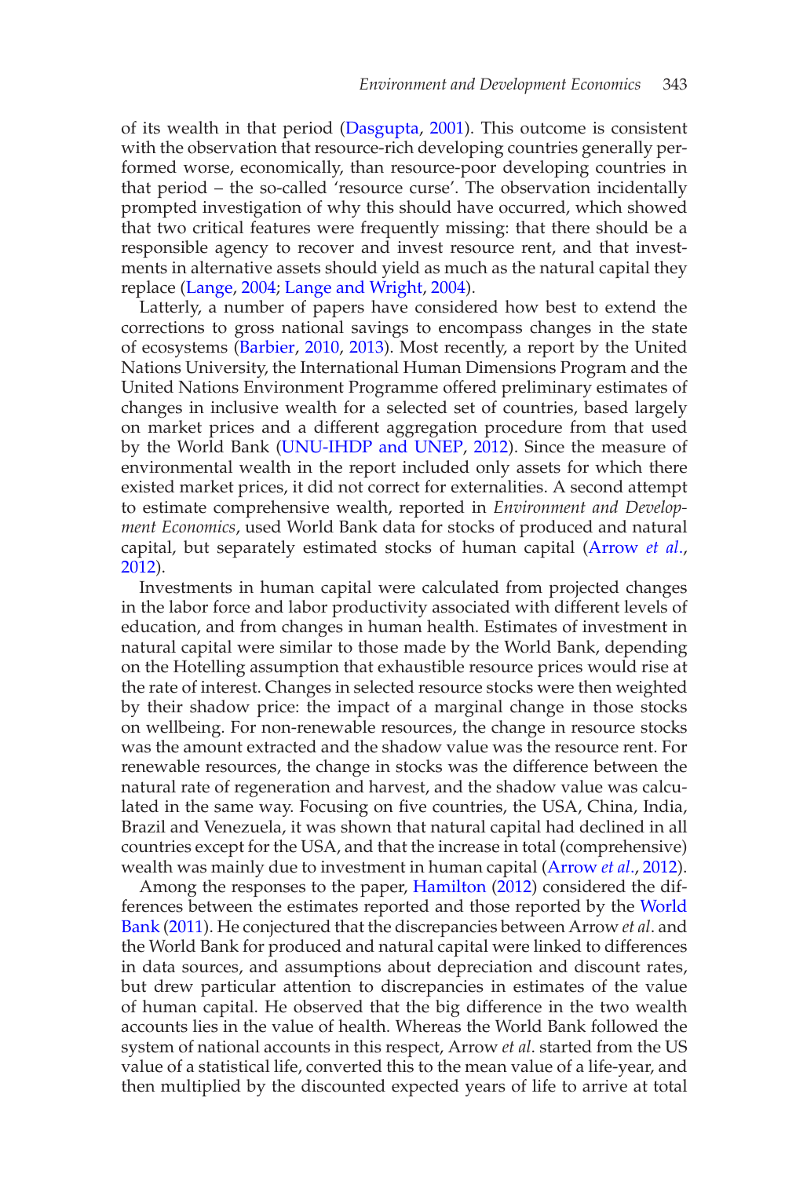of its wealth in that period (Dasgupta, 2001). This outcome is consistent with the observation that resource-rich developing countries generally performed worse, economically, than resource-poor developing countries in that period – the so-called 'resource curse'. The observation incidentally prompted investigation of why this should have occurred, which showed that two critical features were frequently missing: that there should be a responsible agency to recover and invest resource rent, and that investments in alternative assets should yield as much as the natural capital they replace (Lange, 2004; Lange and Wright, 2004).

Latterly, a number of papers have considered how best to extend the corrections to gross national savings to encompass changes in the state of ecosystems (Barbier, 2010, 2013). Most recently, a report by the United Nations University, the International Human Dimensions Program and the United Nations Environment Programme offered preliminary estimates of changes in inclusive wealth for a selected set of countries, based largely on market prices and a different aggregation procedure from that used by the World Bank (UNU-IHDP and UNEP, 2012). Since the measure of environmental wealth in the report included only assets for which there existed market prices, it did not correct for externalities. A second attempt to estimate comprehensive wealth, reported in *Environment and Development Economics*, used World Bank data for stocks of produced and natural capital, but separately estimated stocks of human capital (Arrow *et al.*, 2012).

Investments in human capital were calculated from projected changes in the labor force and labor productivity associated with different levels of education, and from changes in human health. Estimates of investment in natural capital were similar to those made by the World Bank, depending on the Hotelling assumption that exhaustible resource prices would rise at the rate of interest. Changes in selected resource stocks were then weighted by their shadow price: the impact of a marginal change in those stocks on wellbeing. For non-renewable resources, the change in resource stocks was the amount extracted and the shadow value was the resource rent. For renewable resources, the change in stocks was the difference between the natural rate of regeneration and harvest, and the shadow value was calculated in the same way. Focusing on five countries, the USA, China, India, Brazil and Venezuela, it was shown that natural capital had declined in all countries except for the USA, and that the increase in total (comprehensive) wealth was mainly due to investment in human capital (Arrow *et al.*, 2012).

Among the responses to the paper, Hamilton (2012) considered the differences between the estimates reported and those reported by the World Bank (2011). He conjectured that the discrepancies between Arrow *et al.* and the World Bank for produced and natural capital were linked to differences in data sources, and assumptions about depreciation and discount rates, but drew particular attention to discrepancies in estimates of the value of human capital. He observed that the big difference in the two wealth accounts lies in the value of health. Whereas the World Bank followed the system of national accounts in this respect, Arrow *et al.* started from the US value of a statistical life, converted this to the mean value of a life-year, and then multiplied by the discounted expected years of life to arrive at total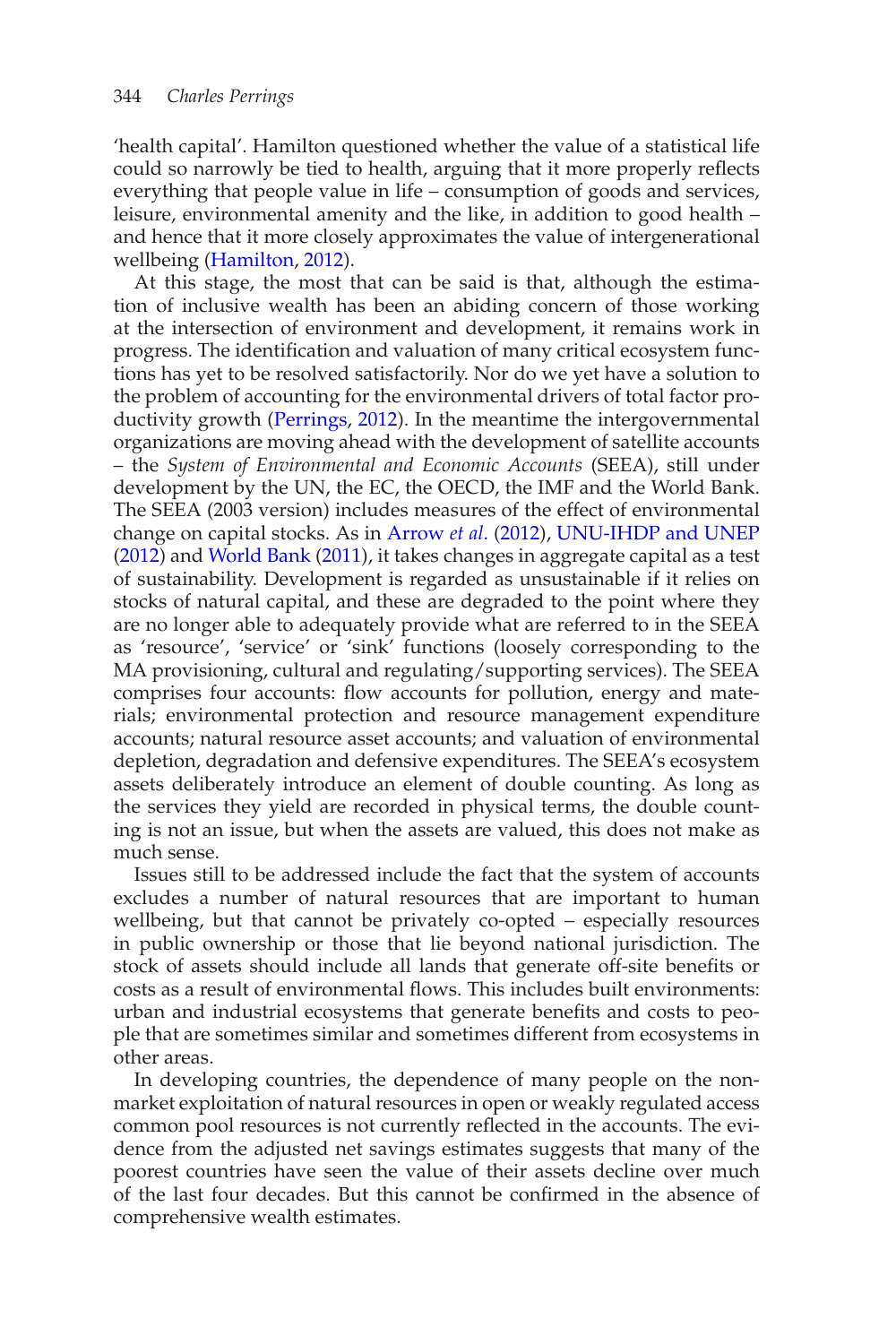'health capital'. Hamilton questioned whether the value of a statistical life could so narrowly be tied to health, arguing that it more properly reflects everything that people value in life – consumption of goods and services, leisure, environmental amenity and the like, in addition to good health – and hence that it more closely approximates the value of intergenerational wellbeing (Hamilton, 2012).

At this stage, the most that can be said is that, although the estimation of inclusive wealth has been an abiding concern of those working at the intersection of environment and development, it remains work in progress. The identification and valuation of many critical ecosystem functions has yet to be resolved satisfactorily. Nor do we yet have a solution to the problem of accounting for the environmental drivers of total factor productivity growth (Perrings, 2012). In the meantime the intergovernmental organizations are moving ahead with the development of satellite accounts – the *System of Environmental and Economic Accounts* (SEEA), still under development by the UN, the EC, the OECD, the IMF and the World Bank. The SEEA (2003 version) includes measures of the effect of environmental change on capital stocks. As in Arrow *et al*. (2012), UNU-IHDP and UNEP (2012) and World Bank (2011), it takes changes in aggregate capital as a test of sustainability. Development is regarded as unsustainable if it relies on stocks of natural capital, and these are degraded to the point where they are no longer able to adequately provide what are referred to in the SEEA as 'resource', 'service' or 'sink' functions (loosely corresponding to the MA provisioning, cultural and regulating/supporting services). The SEEA comprises four accounts: flow accounts for pollution, energy and materials; environmental protection and resource management expenditure accounts; natural resource asset accounts; and valuation of environmental depletion, degradation and defensive expenditures. The SEEA's ecosystem assets deliberately introduce an element of double counting. As long as the services they yield are recorded in physical terms, the double counting is not an issue, but when the assets are valued, this does not make as much sense.

Issues still to be addressed include the fact that the system of accounts excludes a number of natural resources that are important to human wellbeing, but that cannot be privately co-opted – especially resources in public ownership or those that lie beyond national jurisdiction. The stock of assets should include all lands that generate off-site benefits or costs as a result of environmental flows. This includes built environments: urban and industrial ecosystems that generate benefits and costs to people that are sometimes similar and sometimes different from ecosystems in other areas.

In developing countries, the dependence of many people on the non-market exploitation of natural resources in open or weakly regulated access common pool resources is not currently reflected in the accounts. The evidence from the adjusted net savings estimates suggests that many of the poorest countries have seen the value of their assets decline over much of the last four decades. But this cannot be confirmed in the absence of comprehensive wealth estimates.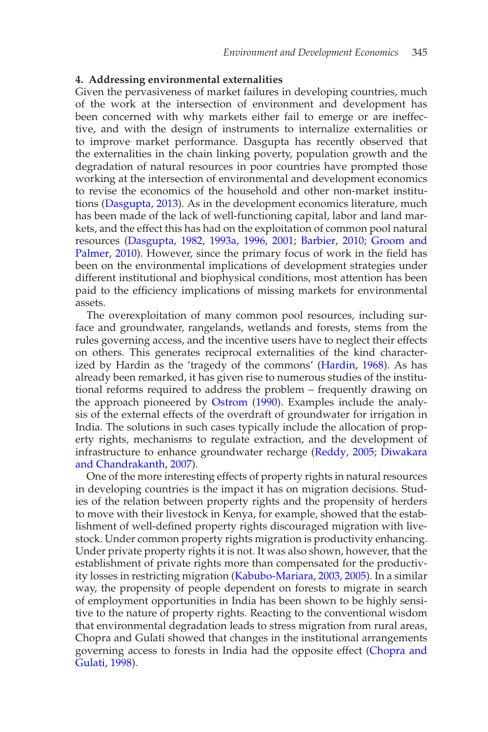## 4. Addressing environmental externalities

Given the pervasiveness of market failures in developing countries, much of the work at the intersection of environment and development has been concerned with why markets either fail to emerge or are ineffective, and with the design of instruments to internalize externalities or to improve market performance. Dasgupta has recently observed that the externalities in the chain linking poverty, population growth and the degradation of natural resources in poor countries have prompted those working at the intersection of environmental and development economics to revise the economics of the household and other non-market institutions (Dasgupta, 2013). As in the development economics literature, much has been made of the lack of well-functioning capital, labor and land markets, and the effect this has had on the exploitation of common pool natural resources (Dasgupta, 1982, 1993a, 1996, 2001; Barbier, 2010; Groom and Palmer, 2010). However, since the primary focus of work in the field has been on the environmental implications of development strategies under different institutional and biophysical conditions, most attention has been paid to the efficiency implications of missing markets for environmental assets.

The overexploitation of many common pool resources, including surface and groundwater, rangelands, wetlands and forests, stems from the rules governing access, and the incentive users have to neglect their effects on others. This generates reciprocal externalities of the kind characterized by Hardin as the 'tragedy of the commons' (Hardin, 1968). As has already been remarked, it has given rise to numerous studies of the institutional reforms required to address the problem – frequently drawing on the approach pioneered by Ostrom (1990). Examples include the analysis of the external effects of the overdraft of groundwater for irrigation in India. The solutions in such cases typically include the allocation of property rights, mechanisms to regulate extraction, and the development of infrastructure to enhance groundwater recharge (Reddy, 2005; Diwakara and Chandrakanth, 2007).

One of the more interesting effects of property rights in natural resources in developing countries is the impact it has on migration decisions. Studies of the relation between property rights and the propensity of herders to move with their livestock in Kenya, for example, showed that the establishment of well-defined property rights discouraged migration with livestock. Under common property rights migration is productivity enhancing. Under private property rights it is not. It was also shown, however, that the establishment of private rights more than compensated for the productivity losses in restricting migration (Kabubo-Mariara, 2003, 2005). In a similar way, the propensity of people dependent on forests to migrate in search of employment opportunities in India has been shown to be highly sensitive to the nature of property rights. Reacting to the conventional wisdom that environmental degradation leads to stress migration from rural areas, Chopra and Gulati showed that changes in the institutional arrangements governing access to forests in India had the opposite effect (Chopra and Gulati, 1998).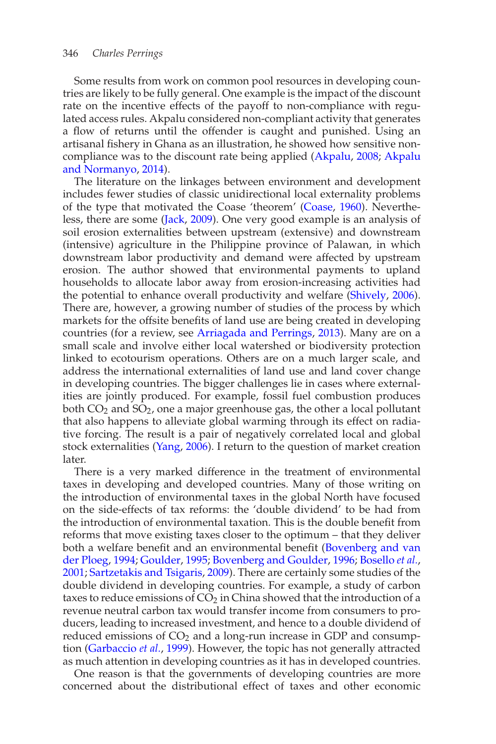Some results from work on common pool resources in developing countries are likely to be fully general. One example is the impact of the discount rate on the incentive effects of the payoff to non-compliance with regulated access rules. Akpalu considered non-compliant activity that generates a flow of returns until the offender is caught and punished. Using an artisanal fishery in Ghana as an illustration, he showed how sensitive non-compliance was to the discount rate being applied (Akpalu, 2008; Akpalu and Normanyo, 2014).

The literature on the linkages between environment and development includes fewer studies of classic unidirectional local externality problems of the type that motivated the Coase 'theorem' (Coase, 1960). Nevertheless, there are some (Jack, 2009). One very good example is an analysis of soil erosion externalities between upstream (extensive) and downstream (intensive) agriculture in the Philippine province of Palawan, in which downstream labor productivity and demand were affected by upstream erosion. The author showed that environmental payments to upland households to allocate labor away from erosion-increasing activities had the potential to enhance overall productivity and welfare (Shively, 2006). There are, however, a growing number of studies of the process by which markets for the offsite benefits of land use are being created in developing countries (for a review, see Arriagada and Perrings, 2013). Many are on a small scale and involve either local watershed or biodiversity protection linked to ecotourism operations. Others are on a much larger scale, and address the international externalities of land use and land cover change in developing countries. The bigger challenges lie in cases where externalities are jointly produced. For example, fossil fuel combustion produces both $CO_2$ and $SO_2$, one a major greenhouse gas, the other a local pollutant that also happens to alleviate global warming through its effect on radiative forcing. The result is a pair of negatively correlated local and global stock externalities (Yang, 2006). I return to the question of market creation later.

There is a very marked difference in the treatment of environmental taxes in developing and developed countries. Many of those writing on the introduction of environmental taxes in the global North have focused on the side-effects of tax reforms: the 'double dividend' to be had from the introduction of environmental taxation. This is the double benefit from reforms that move existing taxes closer to the optimum – that they deliver both a welfare benefit and an environmental benefit (Bovenberg and van der Ploeg, 1994; Goulder, 1995; Bovenberg and Goulder, 1996; Bosello *et al.*, 2001; Sartzetakis and Tsigaris, 2009). There are certainly some studies of the double dividend in developing countries. For example, a study of carbon taxes to reduce emissions of $CO_2$ in China showed that the introduction of a revenue neutral carbon tax would transfer income from consumers to producers, leading to increased investment, and hence to a double dividend of reduced emissions of $CO_2$ and a long-run increase in GDP and consumption (Garbaccio *et al.*, 1999). However, the topic has not generally attracted as much attention in developing countries as it has in developed countries.

One reason is that the governments of developing countries are more concerned about the distributional effect of taxes and other economic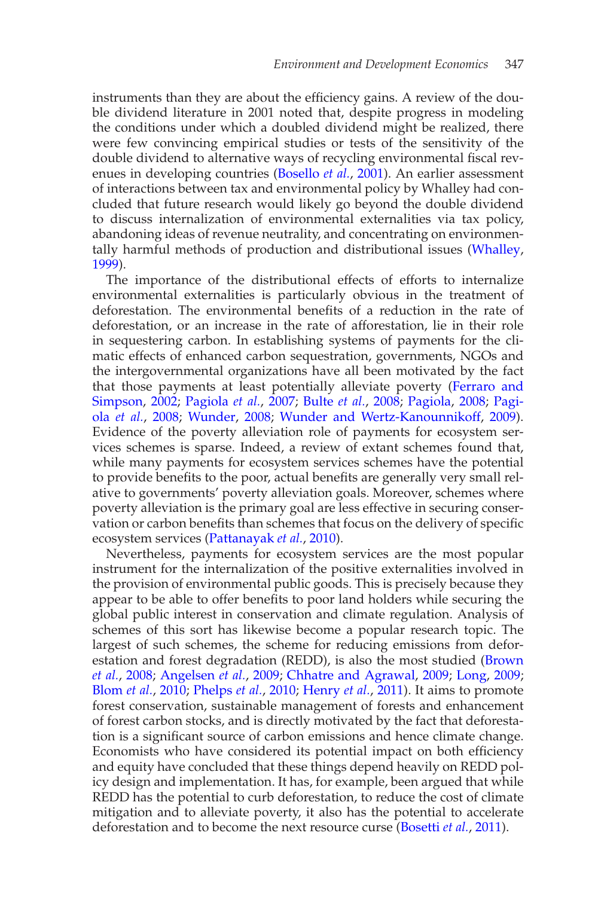instruments than they are about the efficiency gains. A review of the double dividend literature in 2001 noted that, despite progress in modeling the conditions under which a doubled dividend might be realized, there were few convincing empirical studies or tests of the sensitivity of the double dividend to alternative ways of recycling environmental fiscal revenues in developing countries (Bosello *et al.*, 2001). An earlier assessment of interactions between tax and environmental policy by Whalley had concluded that future research would likely go beyond the double dividend to discuss internalization of environmental externalities via tax policy, abandoning ideas of revenue neutrality, and concentrating on environmentally harmful methods of production and distributional issues (Whalley, 1999).

The importance of the distributional effects of efforts to internalize environmental externalities is particularly obvious in the treatment of deforestation. The environmental benefits of a reduction in the rate of deforestation, or an increase in the rate of afforestation, lie in their role in sequestering carbon. In establishing systems of payments for the climatic effects of enhanced carbon sequestration, governments, NGOs and the intergovernmental organizations have all been motivated by the fact that those payments at least potentially alleviate poverty (Ferraro and Simpson, 2002; Pagiola *et al.*, 2007; Bulte *et al.*, 2008; Pagiola, 2008; Pagiola *et al.*, 2008; Wunder, 2008; Wunder and Wertz-Kanounnikoff, 2009). Evidence of the poverty alleviation role of payments for ecosystem services schemes is sparse. Indeed, a review of extant schemes found that, while many payments for ecosystem services schemes have the potential to provide benefits to the poor, actual benefits are generally very small relative to governments' poverty alleviation goals. Moreover, schemes where poverty alleviation is the primary goal are less effective in securing conservation or carbon benefits than schemes that focus on the delivery of specific ecosystem services (Pattanayak *et al.*, 2010).

Nevertheless, payments for ecosystem services are the most popular instrument for the internalization of the positive externalities involved in the provision of environmental public goods. This is precisely because they appear to be able to offer benefits to poor land holders while securing the global public interest in conservation and climate regulation. Analysis of schemes of this sort has likewise become a popular research topic. The largest of such schemes, the scheme for reducing emissions from deforestation and forest degradation (REDD), is also the most studied (Brown *et al.*, 2008; Angelsen *et al.*, 2009; Chhatre and Agrawal, 2009; Long, 2009; Blom *et al.*, 2010; Phelps *et al.*, 2010; Henry *et al.*, 2011). It aims to promote forest conservation, sustainable management of forests and enhancement of forest carbon stocks, and is directly motivated by the fact that deforestation is a significant source of carbon emissions and hence climate change. Economists who have considered its potential impact on both efficiency and equity have concluded that these things depend heavily on REDD policy design and implementation. It has, for example, been argued that while REDD has the potential to curb deforestation, to reduce the cost of climate mitigation and to alleviate poverty, it also has the potential to accelerate deforestation and to become the next resource curse (Bosetti *et al.*, 2011).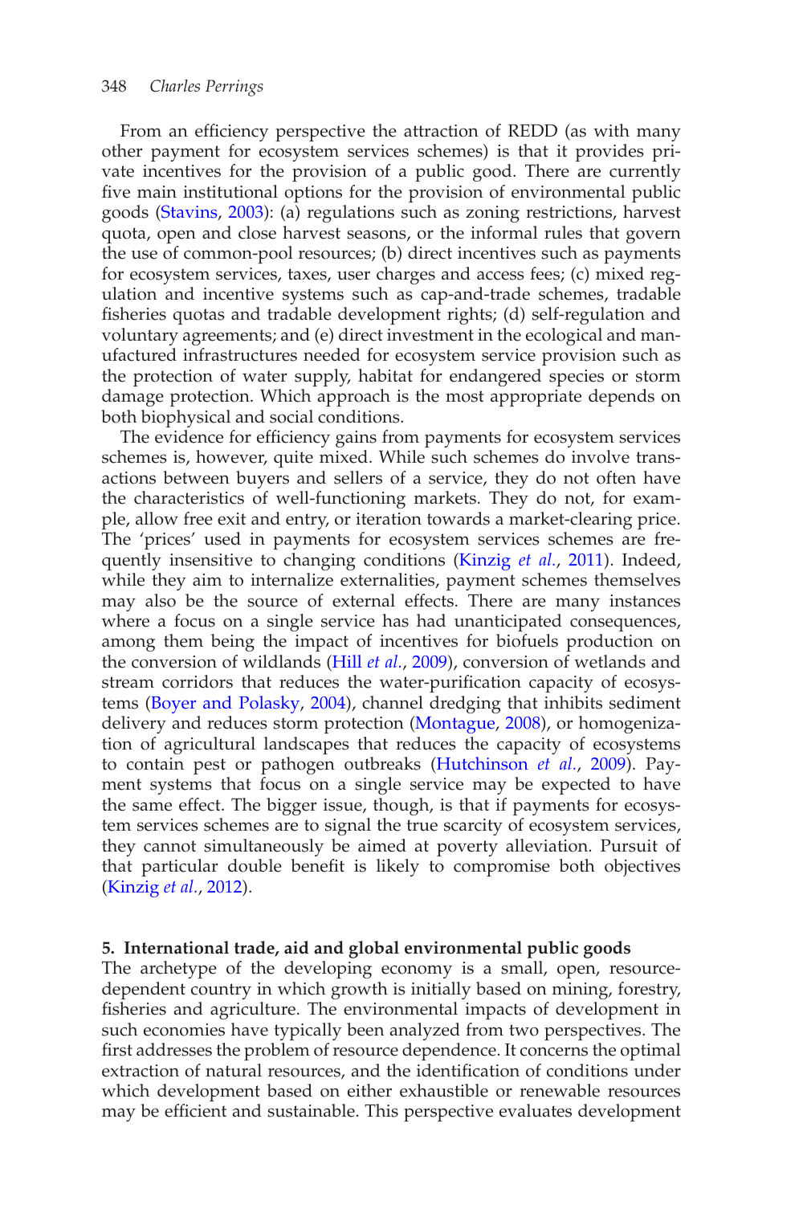From an efficiency perspective the attraction of REDD (as with many other payment for ecosystem services schemes) is that it provides private incentives for the provision of a public good. There are currently five main institutional options for the provision of environmental public goods (Stavins, 2003): (a) regulations such as zoning restrictions, harvest quota, open and close harvest seasons, or the informal rules that govern the use of common-pool resources; (b) direct incentives such as payments for ecosystem services, taxes, user charges and access fees; (c) mixed regulation and incentive systems such as cap-and-trade schemes, tradable fisheries quotas and tradable development rights; (d) self-regulation and voluntary agreements; and (e) direct investment in the ecological and manufactured infrastructures needed for ecosystem service provision such as the protection of water supply, habitat for endangered species or storm damage protection. Which approach is the most appropriate depends on both biophysical and social conditions.

The evidence for efficiency gains from payments for ecosystem services schemes is, however, quite mixed. While such schemes do involve transactions between buyers and sellers of a service, they do not often have the characteristics of well-functioning markets. They do not, for example, allow free exit and entry, or iteration towards a market-clearing price. The 'prices' used in payments for ecosystem services schemes are frequently insensitive to changing conditions (Kinzig *et al.*, 2011). Indeed, while they aim to internalize externalities, payment schemes themselves may also be the source of external effects. There are many instances where a focus on a single service has had unanticipated consequences, among them being the impact of incentives for biofuels production on the conversion of wildlands (Hill *et al.*, 2009), conversion of wetlands and stream corridors that reduces the water-purification capacity of ecosystems (Boyer and Polasky, 2004), channel dredging that inhibits sediment delivery and reduces storm protection (Montague, 2008), or homogenization of agricultural landscapes that reduces the capacity of ecosystems to contain pest or pathogen outbreaks (Hutchinson *et al.*, 2009). Payment systems that focus on a single service may be expected to have the same effect. The bigger issue, though, is that if payments for ecosystem services schemes are to signal the true scarcity of ecosystem services, they cannot simultaneously be aimed at poverty alleviation. Pursuit of that particular double benefit is likely to compromise both objectives (Kinzig *et al.*, 2012).

## 5. International trade, aid and global environmental public goods

The archetype of the developing economy is a small, open, resource-dependent country in which growth is initially based on mining, forestry, fisheries and agriculture. The environmental impacts of development in such economies have typically been analyzed from two perspectives. The first addresses the problem of resource dependence. It concerns the optimal extraction of natural resources, and the identification of conditions under which development based on either exhaustible or renewable resources may be efficient and sustainable. This perspective evaluates development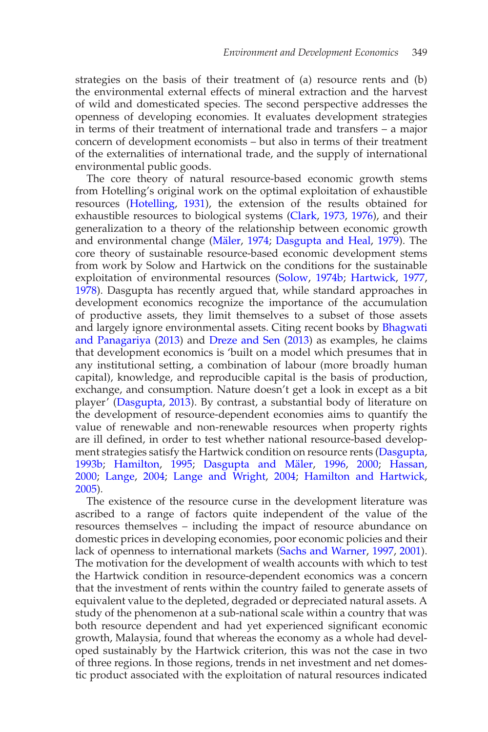strategies on the basis of their treatment of (a) resource rents and (b) the environmental external effects of mineral extraction and the harvest of wild and domesticated species. The second perspective addresses the openness of developing economies. It evaluates development strategies in terms of their treatment of international trade and transfers – a major concern of development economists – but also in terms of their treatment of the externalities of international trade, and the supply of international environmental public goods.

The core theory of natural resource-based economic growth stems from Hotelling's original work on the optimal exploitation of exhaustible resources (Hotelling, 1931), the extension of the results obtained for exhaustible resources to biological systems (Clark, 1973, 1976), and their generalization to a theory of the relationship between economic growth and environmental change (Mäler, 1974; Dasgupta and Heal, 1979). The core theory of sustainable resource-based economic development stems from work by Solow and Hartwick on the conditions for the sustainable exploitation of environmental resources (Solow, 1974b; Hartwick, 1977, 1978). Dasgupta has recently argued that, while standard approaches in development economics recognize the importance of the accumulation of productive assets, they limit themselves to a subset of those assets and largely ignore environmental assets. Citing recent books by Bhagwati and Panagariya (2013) and Dreze and Sen (2013) as examples, he claims that development economics is 'built on a model which presumes that in any institutional setting, a combination of labour (more broadly human capital), knowledge, and reproducible capital is the basis of production, exchange, and consumption. Nature doesn't get a look in except as a bit player' (Dasgupta, 2013). By contrast, a substantial body of literature on the development of resource-dependent economies aims to quantify the value of renewable and non-renewable resources when property rights are ill defined, in order to test whether national resource-based development strategies satisfy the Hartwick condition on resource rents (Dasgupta, 1993b; Hamilton, 1995; Dasgupta and Mäler, 1996, 2000; Hassan, 2000; Lange, 2004; Lange and Wright, 2004; Hamilton and Hartwick, 2005).

The existence of the resource curse in the development literature was ascribed to a range of factors quite independent of the value of the resources themselves – including the impact of resource abundance on domestic prices in developing economies, poor economic policies and their lack of openness to international markets (Sachs and Warner, 1997, 2001). The motivation for the development of wealth accounts with which to test the Hartwick condition in resource-dependent economics was a concern that the investment of rents within the country failed to generate assets of equivalent value to the depleted, degraded or depreciated natural assets. A study of the phenomenon at a sub-national scale within a country that was both resource dependent and had yet experienced significant economic growth, Malaysia, found that whereas the economy as a whole had developed sustainably by the Hartwick criterion, this was not the case in two of three regions. In those regions, trends in net investment and net domestic product associated with the exploitation of natural resources indicated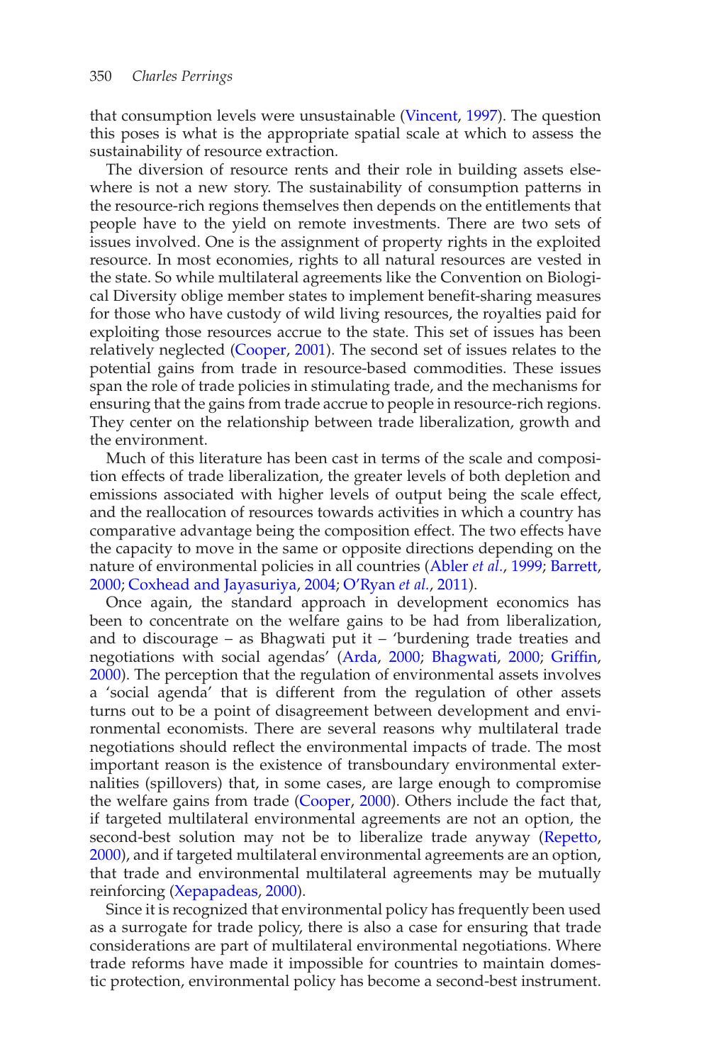that consumption levels were unsustainable (Vincent, 1997). The question this poses is what is the appropriate spatial scale at which to assess the sustainability of resource extraction.

The diversion of resource rents and their role in building assets elsewhere is not a new story. The sustainability of consumption patterns in the resource-rich regions themselves then depends on the entitlements that people have to the yield on remote investments. There are two sets of issues involved. One is the assignment of property rights in the exploited resource. In most economies, rights to all natural resources are vested in the state. So while multilateral agreements like the Convention on Biological Diversity oblige member states to implement benefit-sharing measures for those who have custody of wild living resources, the royalties paid for exploiting those resources accrue to the state. This set of issues has been relatively neglected (Cooper, 2001). The second set of issues relates to the potential gains from trade in resource-based commodities. These issues span the role of trade policies in stimulating trade, and the mechanisms for ensuring that the gains from trade accrue to people in resource-rich regions. They center on the relationship between trade liberalization, growth and the environment.

Much of this literature has been cast in terms of the scale and composition effects of trade liberalization, the greater levels of both depletion and emissions associated with higher levels of output being the scale effect, and the reallocation of resources towards activities in which a country has comparative advantage being the composition effect. The two effects have the capacity to move in the same or opposite directions depending on the nature of environmental policies in all countries (Abler *et al.*, 1999; Barrett, 2000; Coxhead and Jayasuriya, 2004; O'Ryan *et al.*, 2011).

Once again, the standard approach in development economics has been to concentrate on the welfare gains to be had from liberalization, and to discourage – as Bhagwati put it – 'burdening trade treaties and negotiations with social agendas' (Arda, 2000; Bhagwati, 2000; Griffin, 2000). The perception that the regulation of environmental assets involves a 'social agenda' that is different from the regulation of other assets turns out to be a point of disagreement between development and environmental economists. There are several reasons why multilateral trade negotiations should reflect the environmental impacts of trade. The most important reason is the existence of transboundary environmental externalities (spillovers) that, in some cases, are large enough to compromise the welfare gains from trade (Cooper, 2000). Others include the fact that, if targeted multilateral environmental agreements are not an option, the second-best solution may not be to liberalize trade anyway (Repetto, 2000), and if targeted multilateral environmental agreements are an option, that trade and environmental multilateral agreements may be mutually reinforcing (Xepapadeas, 2000).

Since it is recognized that environmental policy has frequently been used as a surrogate for trade policy, there is also a case for ensuring that trade considerations are part of multilateral environmental negotiations. Where trade reforms have made it impossible for countries to maintain domestic protection, environmental policy has become a second-best instrument.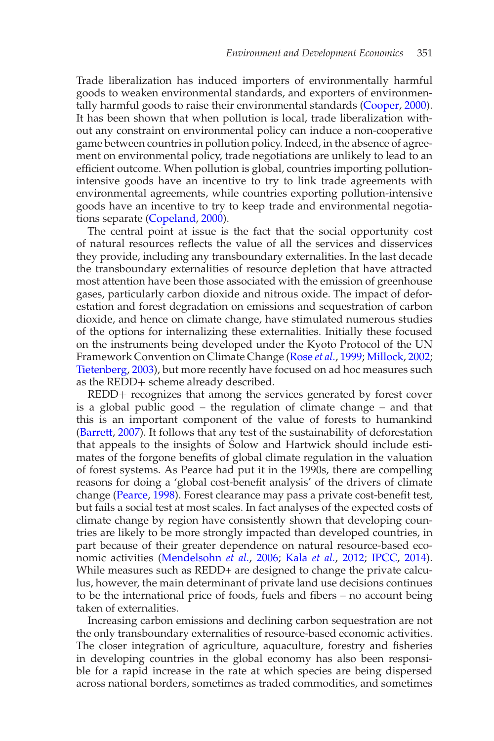Trade liberalization has induced importers of environmentally harmful goods to weaken environmental standards, and exporters of environmentally harmful goods to raise their environmental standards (Cooper, 2000). It has been shown that when pollution is local, trade liberalization without any constraint on environmental policy can induce a non-cooperative game between countries in pollution policy. Indeed, in the absence of agreement on environmental policy, trade negotiations are unlikely to lead to an efficient outcome. When pollution is global, countries importing pollution-intensive goods have an incentive to try to link trade agreements with environmental agreements, while countries exporting pollution-intensive goods have an incentive to try to keep trade and environmental negotiations separate (Copeland, 2000).

The central point at issue is the fact that the social opportunity cost of natural resources reflects the value of all the services and disservices they provide, including any transboundary externalities. In the last decade the transboundary externalities of resource depletion that have attracted most attention have been those associated with the emission of greenhouse gases, particularly carbon dioxide and nitrous oxide. The impact of deforestation and forest degradation on emissions and sequestration of carbon dioxide, and hence on climate change, have stimulated numerous studies of the options for internalizing these externalities. Initially these focused on the instruments being developed under the Kyoto Protocol of the UN Framework Convention on Climate Change (Rose *et al.*, 1999; Millock, 2002; Tietenberg, 2003), but more recently have focused on ad hoc measures such as the REDD+ scheme already described.

REDD+ recognizes that among the services generated by forest cover is a global public good – the regulation of climate change – and that this is an important component of the value of forests to humankind (Barrett, 2007). It follows that any test of the sustainability of deforestation that appeals to the insights of Solow and Hartwick should include estimates of the forgone benefits of global climate regulation in the valuation of forest systems. As Pearce had put it in the 1990s, there are compelling reasons for doing a 'global cost-benefit analysis' of the drivers of climate change (Pearce, 1998). Forest clearance may pass a private cost-benefit test, but fails a social test at most scales. In fact analyses of the expected costs of climate change by region have consistently shown that developing countries are likely to be more strongly impacted than developed countries, in part because of their greater dependence on natural resource-based economic activities (Mendelsohn *et al.*, 2006; Kala *et al.*, 2012; IPCC, 2014). While measures such as REDD+ are designed to change the private calculus, however, the main determinant of private land use decisions continues to be the international price of foods, fuels and fibers – no account being taken of externalities.

Increasing carbon emissions and declining carbon sequestration are not the only transboundary externalities of resource-based economic activities. The closer integration of agriculture, aquaculture, forestry and fisheries in developing countries in the global economy has also been responsible for a rapid increase in the rate at which species are being dispersed across national borders, sometimes as traded commodities, and sometimes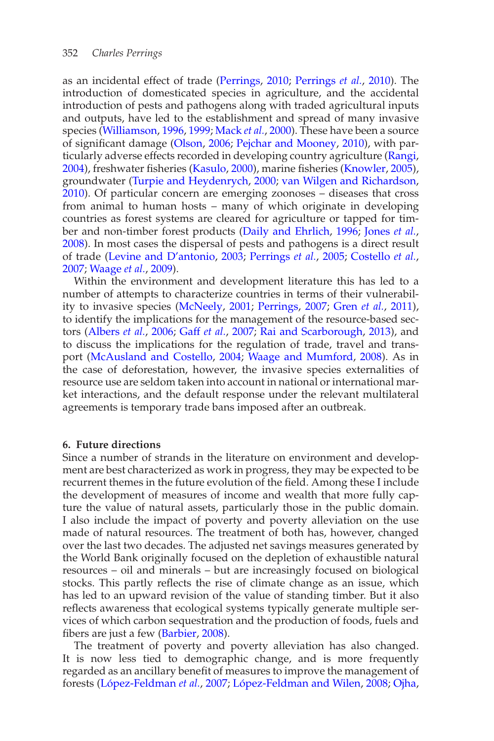as an incidental effect of trade (Perrings, 2010; Perrings *et al.*, 2010). The introduction of domesticated species in agriculture, and the accidental introduction of pests and pathogens along with traded agricultural inputs and outputs, have led to the establishment and spread of many invasive species (Williamson, 1996, 1999; Mack *et al.*, 2000). These have been a source of significant damage (Olson, 2006; Pejchar and Mooney, 2010), with particularly adverse effects recorded in developing country agriculture (Rangi, 2004), freshwater fisheries (Kasulo, 2000), marine fisheries (Knowler, 2005), groundwater (Turpie and Heydenrych, 2000; van Wilgen and Richardson, 2010). Of particular concern are emerging zoonoses – diseases that cross from animal to human hosts – many of which originate in developing countries as forest systems are cleared for agriculture or tapped for timber and non-timber forest products (Daily and Ehrlich, 1996; Jones *et al.*, 2008). In most cases the dispersal of pests and pathogens is a direct result of trade (Levine and D'antonio, 2003; Perrings *et al.*, 2005; Costello *et al.*, 2007; Waage *et al.*, 2009).

Within the environment and development literature this has led to a number of attempts to characterize countries in terms of their vulnerability to invasive species (McNeely, 2001; Perrings, 2007; Gren *et al.*, 2011), to identify the implications for the management of the resource-based sectors (Albers *et al.*, 2006; Gaff *et al.*, 2007; Rai and Scarborough, 2013), and to discuss the implications for the regulation of trade, travel and transport (McAusland and Costello, 2004; Waage and Mumford, 2008). As in the case of deforestation, however, the invasive species externalities of resource use are seldom taken into account in national or international market interactions, and the default response under the relevant multilateral agreements is temporary trade bans imposed after an outbreak.

## 6. Future directions

Since a number of strands in the literature on environment and development are best characterized as work in progress, they may be expected to be recurrent themes in the future evolution of the field. Among these I include the development of measures of income and wealth that more fully capture the value of natural assets, particularly those in the public domain. I also include the impact of poverty and poverty alleviation on the use made of natural resources. The treatment of both has, however, changed over the last two decades. The adjusted net savings measures generated by the World Bank originally focused on the depletion of exhaustible natural resources – oil and minerals – but are increasingly focused on biological stocks. This partly reflects the rise of climate change as an issue, which has led to an upward revision of the value of standing timber. But it also reflects awareness that ecological systems typically generate multiple services of which carbon sequestration and the production of foods, fuels and fibers are just a few (Barbier, 2008).

The treatment of poverty and poverty alleviation has also changed. It is now less tied to demographic change, and is more frequently regarded as an ancillary benefit of measures to improve the management of forests (López-Feldman *et al.*, 2007; López-Feldman and Wilen, 2008; Ojha,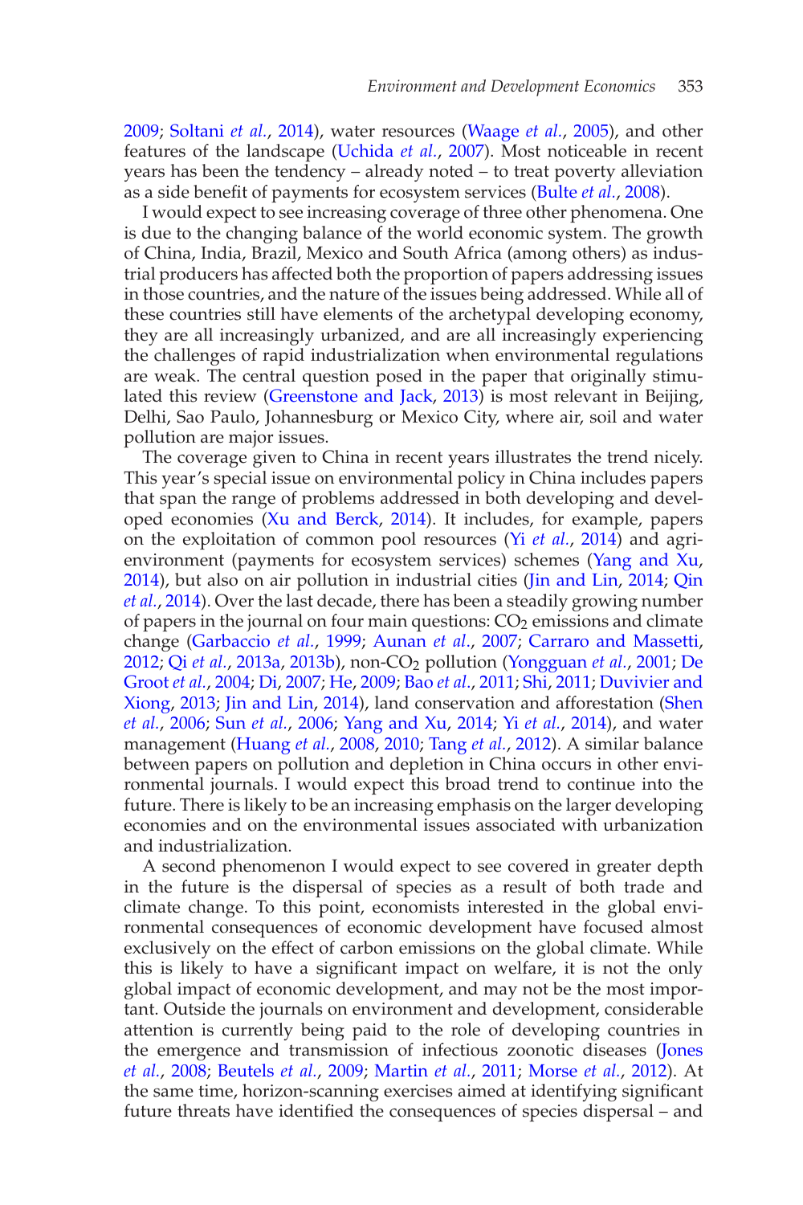2009; Soltani *et al.*, 2014), water resources (Waage *et al.*, 2005), and other features of the landscape (Uchida *et al.*, 2007). Most noticeable in recent years has been the tendency – already noted – to treat poverty alleviation as a side benefit of payments for ecosystem services (Bulte *et al.*, 2008).

I would expect to see increasing coverage of three other phenomena. One is due to the changing balance of the world economic system. The growth of China, India, Brazil, Mexico and South Africa (among others) as industrial producers has affected both the proportion of papers addressing issues in those countries, and the nature of the issues being addressed. While all of these countries still have elements of the archetypal developing economy, they are all increasingly urbanized, and are all increasingly experiencing the challenges of rapid industrialization when environmental regulations are weak. The central question posed in the paper that originally stimulated this review (Greenstone and Jack, 2013) is most relevant in Beijing, Delhi, Sao Paulo, Johannesburg or Mexico City, where air, soil and water pollution are major issues.

The coverage given to China in recent years illustrates the trend nicely. This year's special issue on environmental policy in China includes papers that span the range of problems addressed in both developing and developed economies (Xu and Berck, 2014). It includes, for example, papers on the exploitation of common pool resources (Yi *et al.*, 2014) and agri-environment (payments for ecosystem services) schemes (Yang and Xu, 2014), but also on air pollution in industrial cities (Jin and Lin, 2014; Qin *et al.*, 2014). Over the last decade, there has been a steadily growing number of papers in the journal on four main questions: $CO_2$ emissions and climate change (Garbaccio *et al.*, 1999; Aunan *et al.*, 2007; Carraro and Massetti, 2012; Qi *et al.*, 2013a, 2013b), non-$CO_2$ pollution (Yongguan *et al.*, 2001; De Groot *et al.*, 2004; Di, 2007; He, 2009; Bao *et al.*, 2011; Shi, 2011; Duvivier and Xiong, 2013; Jin and Lin, 2014), land conservation and afforestation (Shen *et al.*, 2006; Sun *et al.*, 2006; Yang and Xu, 2014; Yi *et al.*, 2014), and water management (Huang *et al.*, 2008, 2010; Tang *et al.*, 2012). A similar balance between papers on pollution and depletion in China occurs in other environmental journals. I would expect this broad trend to continue into the future. There is likely to be an increasing emphasis on the larger developing economies and on the environmental issues associated with urbanization and industrialization.

A second phenomenon I would expect to see covered in greater depth in the future is the dispersal of species as a result of both trade and climate change. To this point, economists interested in the global environmental consequences of economic development have focused almost exclusively on the effect of carbon emissions on the global climate. While this is likely to have a significant impact on welfare, it is not the only global impact of economic development, and may not be the most important. Outside the journals on environment and development, considerable attention is currently being paid to the role of developing countries in the emergence and transmission of infectious zoonotic diseases (Jones *et al.*, 2008; Beutels *et al.*, 2009; Martin *et al.*, 2011; Morse *et al.*, 2012). At the same time, horizon-scanning exercises aimed at identifying significant future threats have identified the consequences of species dispersal – and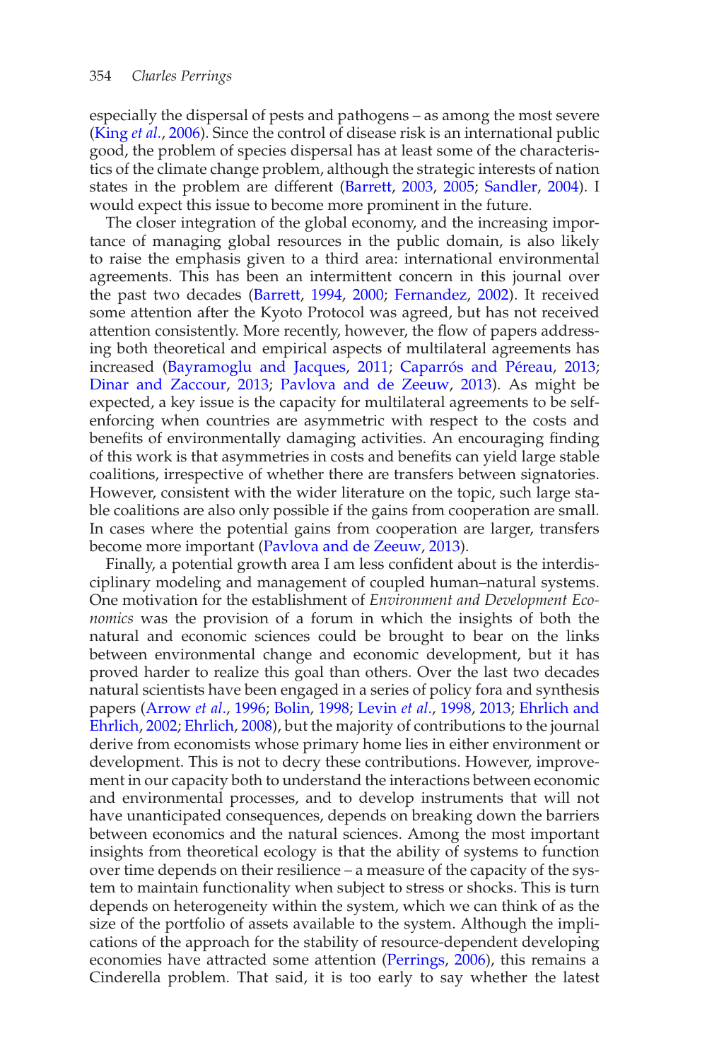especially the dispersal of pests and pathogens – as among the most severe (King *et al.*, 2006). Since the control of disease risk is an international public good, the problem of species dispersal has at least some of the characteristics of the climate change problem, although the strategic interests of nation states in the problem are different (Barrett, 2003, 2005; Sandler, 2004). I would expect this issue to become more prominent in the future.

The closer integration of the global economy, and the increasing importance of managing global resources in the public domain, is also likely to raise the emphasis given to a third area: international environmental agreements. This has been an intermittent concern in this journal over the past two decades (Barrett, 1994, 2000; Fernandez, 2002). It received some attention after the Kyoto Protocol was agreed, but has not received attention consistently. More recently, however, the flow of papers addressing both theoretical and empirical aspects of multilateral agreements has increased (Bayramoglu and Jacques, 2011; Caparrós and Péreau, 2013; Dinar and Zaccour, 2013; Pavlova and de Zeeuw, 2013). As might be expected, a key issue is the capacity for multilateral agreements to be self-enforcing when countries are asymmetric with respect to the costs and benefits of environmentally damaging activities. An encouraging finding of this work is that asymmetries in costs and benefits can yield large stable coalitions, irrespective of whether there are transfers between signatories. However, consistent with the wider literature on the topic, such large stable coalitions are also only possible if the gains from cooperation are small. In cases where the potential gains from cooperation are larger, transfers become more important (Pavlova and de Zeeuw, 2013).

Finally, a potential growth area I am less confident about is the interdisciplinary modeling and management of coupled human–natural systems. One motivation for the establishment of *Environment and Development Economics* was the provision of a forum in which the insights of both the natural and economic sciences could be brought to bear on the links between environmental change and economic development, but it has proved harder to realize this goal than others. Over the last two decades natural scientists have been engaged in a series of policy fora and synthesis papers (Arrow *et al.*, 1996; Bolin, 1998; Levin *et al.*, 1998, 2013; Ehrlich and Ehrlich, 2002; Ehrlich, 2008), but the majority of contributions to the journal derive from economists whose primary home lies in either environment or development. This is not to decry these contributions. However, improvement in our capacity both to understand the interactions between economic and environmental processes, and to develop instruments that will not have unanticipated consequences, depends on breaking down the barriers between economics and the natural sciences. Among the most important insights from theoretical ecology is that the ability of systems to function over time depends on their resilience – a measure of the capacity of the system to maintain functionality when subject to stress or shocks. This is turn depends on heterogeneity within the system, which we can think of as the size of the portfolio of assets available to the system. Although the implications of the approach for the stability of resource-dependent developing economies have attracted some attention (Perrings, 2006), this remains a Cinderella problem. That said, it is too early to say whether the latest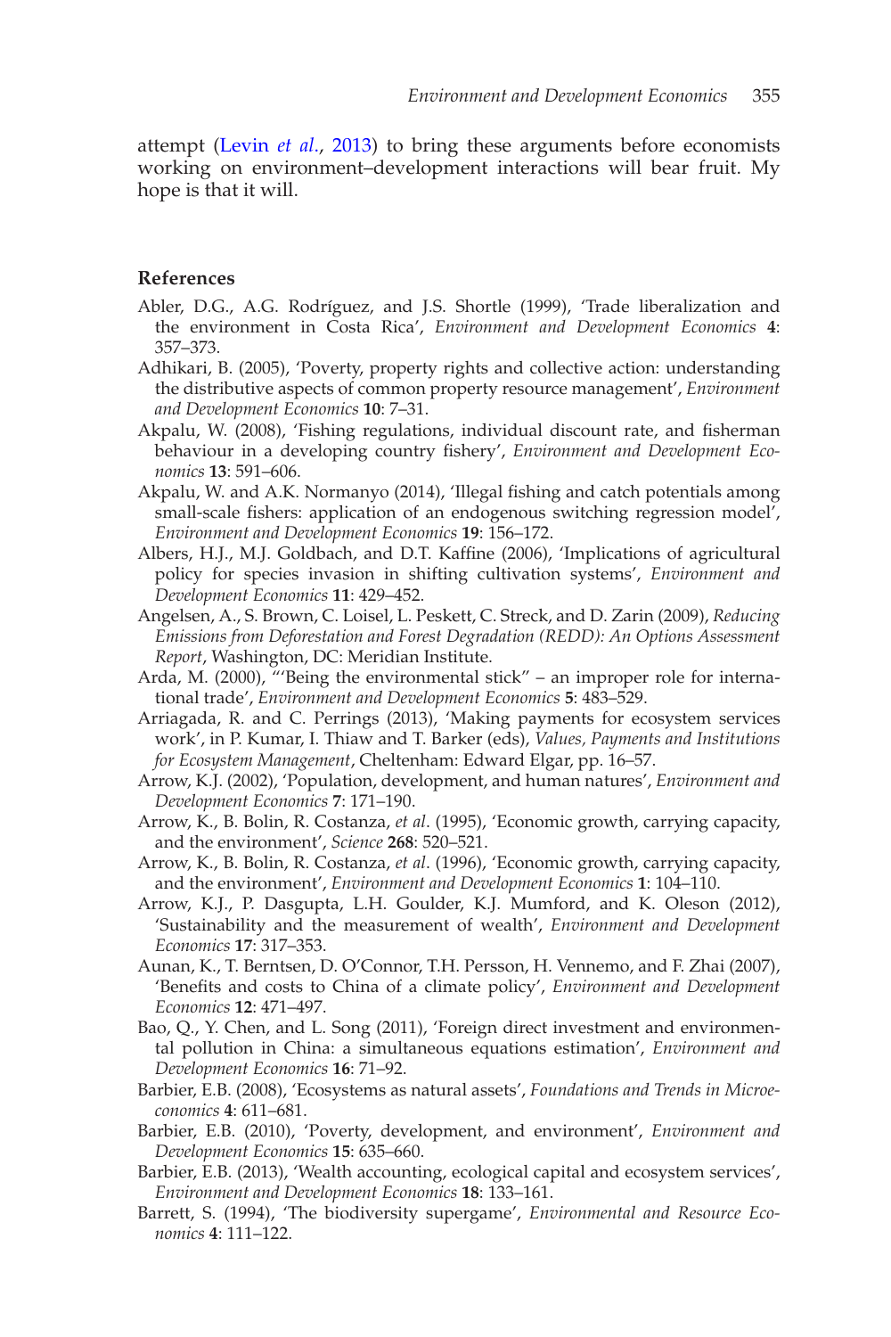attempt (Levin *et al.*, 2013) to bring these arguments before economists working on environment–development interactions will bear fruit. My hope is that it will.

## References

Abler, D.G., A.G. Rodríguez, and J.S. Shortle (1999), 'Trade liberalization and the environment in Costa Rica', *Environment and Development Economics* **4**: 357–373.

Adhikari, B. (2005), 'Poverty, property rights and collective action: understanding the distributive aspects of common property resource management', *Environment and Development Economics* **10**: 7–31.

Akpalu, W. (2008), 'Fishing regulations, individual discount rate, and fisherman behaviour in a developing country fishery', *Environment and Development Economics* **13**: 591–606.

Akpalu, W. and A.K. Normanyo (2014), 'Illegal fishing and catch potentials among small-scale fishers: application of an endogenous switching regression model', *Environment and Development Economics* **19**: 156–172.

Albers, H.J., M.J. Goldbach, and D.T. Kaffine (2006), 'Implications of agricultural policy for species invasion in shifting cultivation systems', *Environment and Development Economics* **11**: 429–452.

Angelsen, A., S. Brown, C. Loisel, L. Peskett, C. Streck, and D. Zarin (2009), *Reducing Emissions from Deforestation and Forest Degradation (REDD): An Options Assessment Report*, Washington, DC: Meridian Institute.

Arda, M. (2000), '"Being the environmental stick" – an improper role for international trade', *Environment and Development Economics* **5**: 483–529.

Arriagada, R. and C. Perrings (2013), 'Making payments for ecosystem services work', in P. Kumar, I. Thiaw and T. Barker (eds), *Values, Payments and Institutions for Ecosystem Management*, Cheltenham: Edward Elgar, pp. 16–57.

Arrow, K.J. (2002), 'Population, development, and human natures', *Environment and Development Economics* **7**: 171–190.

Arrow, K., B. Bolin, R. Costanza, *et al.* (1995), 'Economic growth, carrying capacity, and the environment', *Science* **268**: 520–521.

Arrow, K., B. Bolin, R. Costanza, *et al.* (1996), 'Economic growth, carrying capacity, and the environment', *Environment and Development Economics* **1**: 104–110.

Arrow, K.J., P. Dasgupta, L.H. Goulder, K.J. Mumford, and K. Oleson (2012), 'Sustainability and the measurement of wealth', *Environment and Development Economics* **17**: 317–353.

Aunan, K., T. Berntsen, D. O'Connor, T.H. Persson, H. Vennemo, and F. Zhai (2007), 'Benefits and costs to China of a climate policy', *Environment and Development Economics* **12**: 471–497.

Bao, Q., Y. Chen, and L. Song (2011), 'Foreign direct investment and environmental pollution in China: a simultaneous equations estimation', *Environment and Development Economics* **16**: 71–92.

Barbier, E.B. (2008), 'Ecosystems as natural assets', *Foundations and Trends in Microeconomics* **4**: 611–681.

Barbier, E.B. (2010), 'Poverty, development, and environment', *Environment and Development Economics* **15**: 635–660.

Barbier, E.B. (2013), 'Wealth accounting, ecological capital and ecosystem services', *Environment and Development Economics* **18**: 133–161.

Barrett, S. (1994), 'The biodiversity supergame', *Environmental and Resource Economics* **4**: 111–122.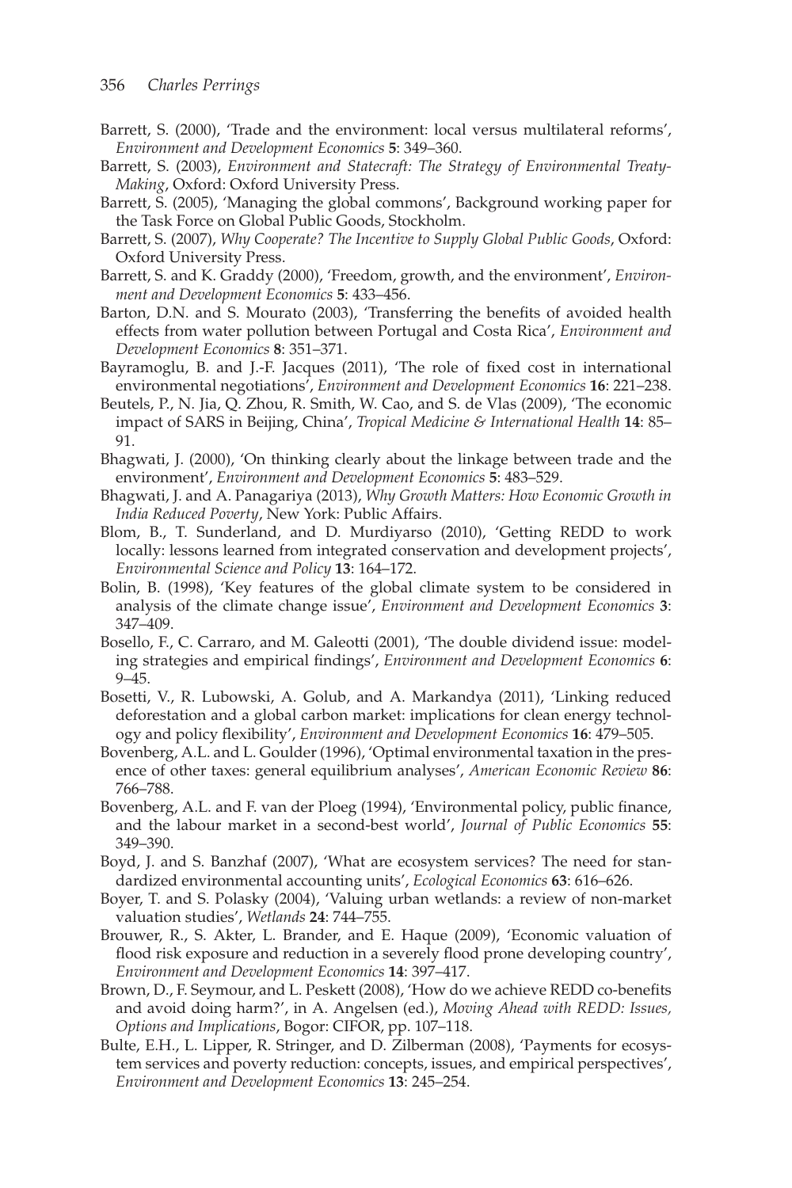Barrett, S. (2000), 'Trade and the environment: local versus multilateral reforms', *Environment and Development Economics* **5**: 349–360.

Barrett, S. (2003), *Environment and Statecraft: The Strategy of Environmental Treaty-Making*, Oxford: Oxford University Press.

Barrett, S. (2005), 'Managing the global commons', Background working paper for the Task Force on Global Public Goods, Stockholm.

Barrett, S. (2007), *Why Cooperate? The Incentive to Supply Global Public Goods*, Oxford: Oxford University Press.

Barrett, S. and K. Graddy (2000), 'Freedom, growth, and the environment', *Environment and Development Economics* **5**: 433–456.

Barton, D.N. and S. Mourato (2003), 'Transferring the benefits of avoided health effects from water pollution between Portugal and Costa Rica', *Environment and Development Economics* **8**: 351–371.

Bayramoglu, B. and J.-F. Jacques (2011), 'The role of fixed cost in international environmental negotiations', *Environment and Development Economics* **16**: 221–238.

Beutels, P., N. Jia, Q. Zhou, R. Smith, W. Cao, and S. de Vlas (2009), 'The economic impact of SARS in Beijing, China', *Tropical Medicine & International Health* **14**: 85–91.

Bhagwati, J. (2000), 'On thinking clearly about the linkage between trade and the environment', *Environment and Development Economics* **5**: 483–529.

Bhagwati, J. and A. Panagariya (2013), *Why Growth Matters: How Economic Growth in India Reduced Poverty*, New York: Public Affairs.

Blom, B., T. Sunderland, and D. Murdiyarso (2010), 'Getting REDD to work locally: lessons learned from integrated conservation and development projects', *Environmental Science and Policy* **13**: 164–172.

Bolin, B. (1998), 'Key features of the global climate system to be considered in analysis of the climate change issue', *Environment and Development Economics* **3**: 347–409.

Bosello, F., C. Carraro, and M. Galeotti (2001), 'The double dividend issue: modeling strategies and empirical findings', *Environment and Development Economics* **6**: 9–45.

Bosetti, V., R. Lubowski, A. Golub, and A. Markandya (2011), 'Linking reduced deforestation and a global carbon market: implications for clean energy technology and policy flexibility', *Environment and Development Economics* **16**: 479–505.

Bovenberg, A.L. and L. Goulder (1996), 'Optimal environmental taxation in the presence of other taxes: general equilibrium analyses', *American Economic Review* **86**: 766–788.

Bovenberg, A.L. and F. van der Ploeg (1994), 'Environmental policy, public finance, and the labour market in a second-best world', *Journal of Public Economics* **55**: 349–390.

Boyd, J. and S. Banzhaf (2007), 'What are ecosystem services? The need for standardized environmental accounting units', *Ecological Economics* **63**: 616–626.

Boyer, T. and S. Polasky (2004), 'Valuing urban wetlands: a review of non-market valuation studies', *Wetlands* **24**: 744–755.

Brouwer, R., S. Akter, L. Brander, and E. Haque (2009), 'Economic valuation of flood risk exposure and reduction in a severely flood prone developing country', *Environment and Development Economics* **14**: 397–417.

Brown, D., F. Seymour, and L. Peskett (2008), 'How do we achieve REDD co-benefits and avoid doing harm?', in A. Angelsen (ed.), *Moving Ahead with REDD: Issues, Options and Implications*, Bogor: CIFOR, pp. 107–118.

Bulte, E.H., L. Lipper, R. Stringer, and D. Zilberman (2008), 'Payments for ecosystem services and poverty reduction: concepts, issues, and empirical perspectives', *Environment and Development Economics* **13**: 245–254.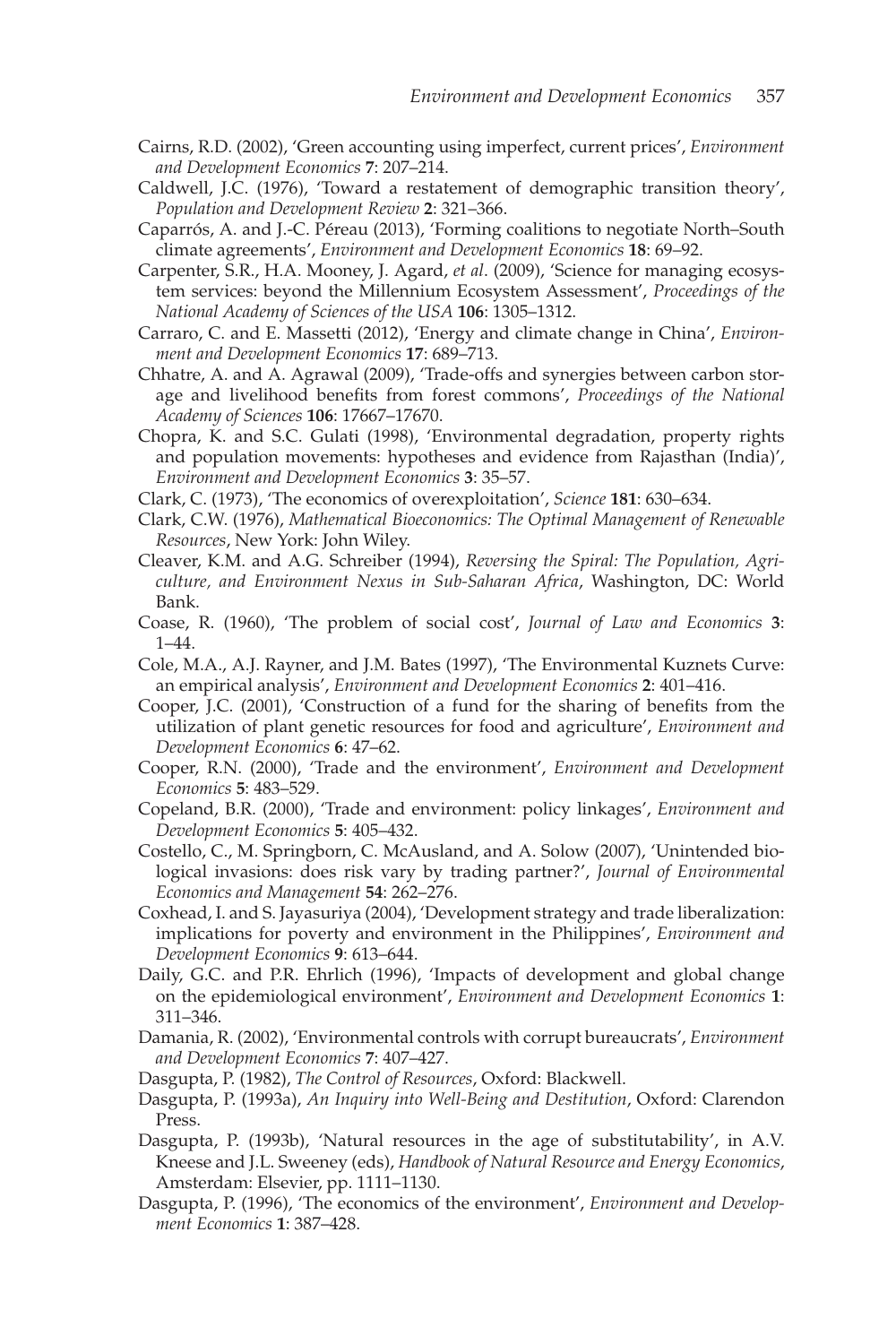Cairns, R.D. (2002), 'Green accounting using imperfect, current prices', *Environment and Development Economics* **7**: 207–214.

Caldwell, J.C. (1976), 'Toward a restatement of demographic transition theory', *Population and Development Review* **2**: 321–366.

Caparrós, A. and J.-C. Péreau (2013), 'Forming coalitions to negotiate North–South climate agreements', *Environment and Development Economics* **18**: 69–92.

Carpenter, S.R., H.A. Mooney, J. Agard, *et al*. (2009), 'Science for managing ecosystem services: beyond the Millennium Ecosystem Assessment', *Proceedings of the National Academy of Sciences of the USA* **106**: 1305–1312.

Carraro, C. and E. Massetti (2012), 'Energy and climate change in China', *Environment and Development Economics* **17**: 689–713.

Chhatre, A. and A. Agrawal (2009), 'Trade-offs and synergies between carbon storage and livelihood benefits from forest commons', *Proceedings of the National Academy of Sciences* **106**: 17667–17670.

Chopra, K. and S.C. Gulati (1998), 'Environmental degradation, property rights and population movements: hypotheses and evidence from Rajasthan (India)', *Environment and Development Economics* **3**: 35–57.

Clark, C. (1973), 'The economics of overexploitation', *Science* **181**: 630–634.

Clark, C.W. (1976), *Mathematical Bioeconomics: The Optimal Management of Renewable Resources*, New York: John Wiley.

Cleaver, K.M. and A.G. Schreiber (1994), *Reversing the Spiral: The Population, Agriculture, and Environment Nexus in Sub-Saharan Africa*, Washington, DC: World Bank.

Coase, R. (1960), 'The problem of social cost', *Journal of Law and Economics* **3**: 1–44.

Cole, M.A., A.J. Rayner, and J.M. Bates (1997), 'The Environmental Kuznets Curve: an empirical analysis', *Environment and Development Economics* **2**: 401–416.

Cooper, J.C. (2001), 'Construction of a fund for the sharing of benefits from the utilization of plant genetic resources for food and agriculture', *Environment and Development Economics* **6**: 47–62.

Cooper, R.N. (2000), 'Trade and the environment', *Environment and Development Economics* **5**: 483–529.

Copeland, B.R. (2000), 'Trade and environment: policy linkages', *Environment and Development Economics* **5**: 405–432.

Costello, C., M. Springborn, C. McAusland, and A. Solow (2007), 'Unintended biological invasions: does risk vary by trading partner?', *Journal of Environmental Economics and Management* **54**: 262–276.

Coxhead, I. and S. Jayasuriya (2004), 'Development strategy and trade liberalization: implications for poverty and environment in the Philippines', *Environment and Development Economics* **9**: 613–644.

Daily, G.C. and P.R. Ehrlich (1996), 'Impacts of development and global change on the epidemiological environment', *Environment and Development Economics* **1**: 311–346.

Damania, R. (2002), 'Environmental controls with corrupt bureaucrats', *Environment and Development Economics* **7**: 407–427.

Dasgupta, P. (1982), *The Control of Resources*, Oxford: Blackwell.

Dasgupta, P. (1993a), *An Inquiry into Well-Being and Destitution*, Oxford: Clarendon Press.

Dasgupta, P. (1993b), 'Natural resources in the age of substitutability', in A.V. Kneese and J.L. Sweeney (eds), *Handbook of Natural Resource and Energy Economics*, Amsterdam: Elsevier, pp. 1111–1130.

Dasgupta, P. (1996), 'The economics of the environment', *Environment and Development Economics* **1**: 387–428.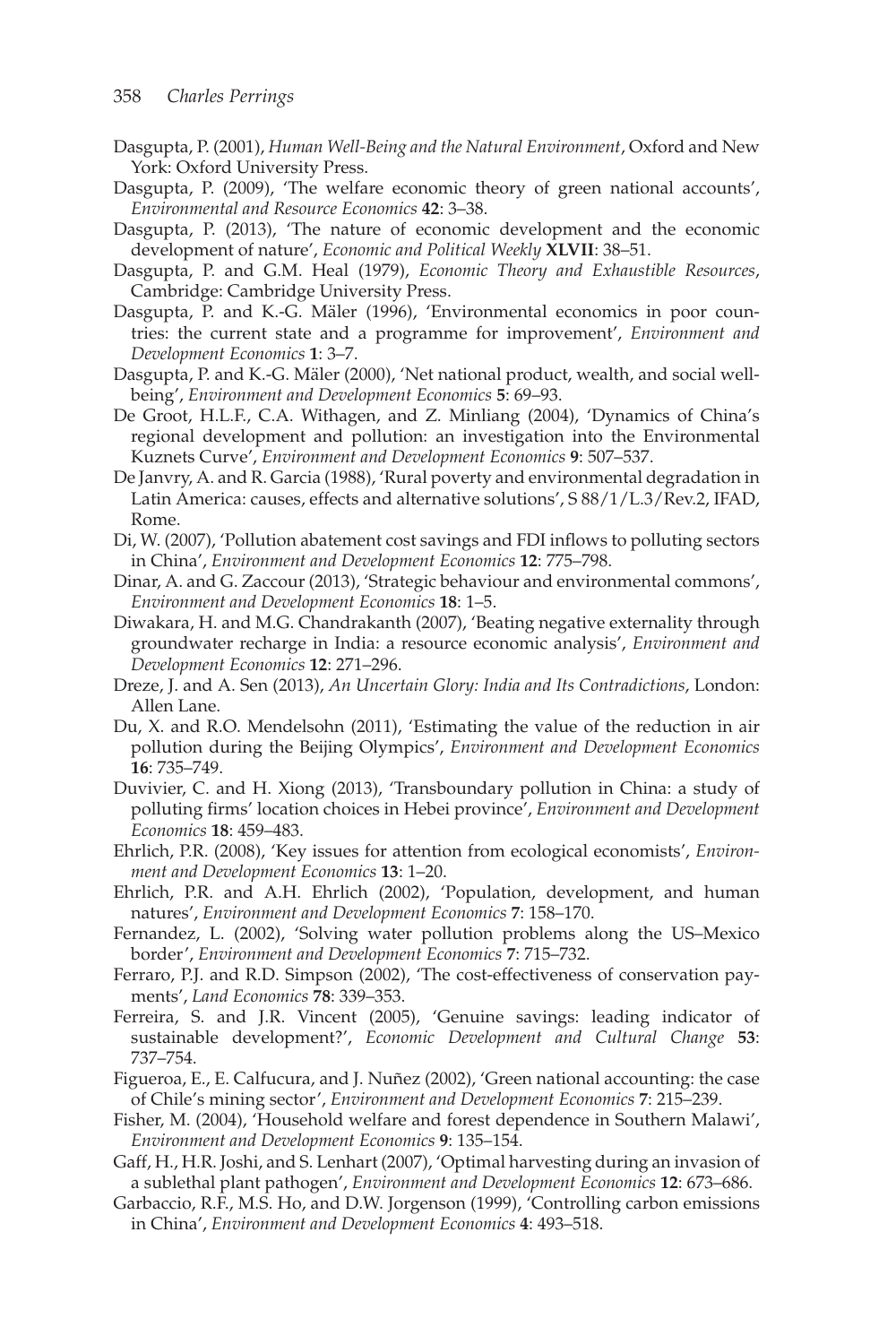Dasgupta, P. (2001), *Human Well-Being and the Natural Environment*, Oxford and New York: Oxford University Press.

Dasgupta, P. (2009), 'The welfare economic theory of green national accounts', *Environmental and Resource Economics* **42**: 3–38.

Dasgupta, P. (2013), 'The nature of economic development and the economic development of nature', *Economic and Political Weekly* **XLVII**: 38–51.

Dasgupta, P. and G.M. Heal (1979), *Economic Theory and Exhaustible Resources*, Cambridge: Cambridge University Press.

Dasgupta, P. and K.-G. Mäler (1996), 'Environmental economics in poor countries: the current state and a programme for improvement', *Environment and Development Economics* **1**: 3–7.

Dasgupta, P. and K.-G. Mäler (2000), 'Net national product, wealth, and social well-being', *Environment and Development Economics* **5**: 69–93.

De Groot, H.L.F., C.A. Withagen, and Z. Minliang (2004), 'Dynamics of China's regional development and pollution: an investigation into the Environmental Kuznets Curve', *Environment and Development Economics* **9**: 507–537.

De Janvry, A. and R. Garcia (1988), 'Rural poverty and environmental degradation in Latin America: causes, effects and alternative solutions', S 88/1/L.3/Rev.2, IFAD, Rome.

Di, W. (2007), 'Pollution abatement cost savings and FDI inflows to polluting sectors in China', *Environment and Development Economics* **12**: 775–798.

Dinar, A. and G. Zaccour (2013), 'Strategic behaviour and environmental commons', *Environment and Development Economics* **18**: 1–5.

Diwakara, H. and M.G. Chandrakanth (2007), 'Beating negative externality through groundwater recharge in India: a resource economic analysis', *Environment and Development Economics* **12**: 271–296.

Dreze, J. and A. Sen (2013), *An Uncertain Glory: India and Its Contradictions*, London: Allen Lane.

Du, X. and R.O. Mendelsohn (2011), 'Estimating the value of the reduction in air pollution during the Beijing Olympics', *Environment and Development Economics* **16**: 735–749.

Duvivier, C. and H. Xiong (2013), 'Transboundary pollution in China: a study of polluting firms' location choices in Hebei province', *Environment and Development Economics* **18**: 459–483.

Ehrlich, P.R. (2008), 'Key issues for attention from ecological economists', *Environment and Development Economics* **13**: 1–20.

Ehrlich, P.R. and A.H. Ehrlich (2002), 'Population, development, and human natures', *Environment and Development Economics* **7**: 158–170.

Fernandez, L. (2002), 'Solving water pollution problems along the US–Mexico border', *Environment and Development Economics* **7**: 715–732.

Ferraro, P.J. and R.D. Simpson (2002), 'The cost-effectiveness of conservation payments', *Land Economics* **78**: 339–353.

Ferreira, S. and J.R. Vincent (2005), 'Genuine savings: leading indicator of sustainable development?', *Economic Development and Cultural Change* **53**: 737–754.

Figueroa, E., E. Calfucura, and J. Nuñez (2002), 'Green national accounting: the case of Chile's mining sector', *Environment and Development Economics* **7**: 215–239.

Fisher, M. (2004), 'Household welfare and forest dependence in Southern Malawi', *Environment and Development Economics* **9**: 135–154.

Gaff, H., H.R. Joshi, and S. Lenhart (2007), 'Optimal harvesting during an invasion of a sublethal plant pathogen', *Environment and Development Economics* **12**: 673–686.

Garbaccio, R.F., M.S. Ho, and D.W. Jorgenson (1999), 'Controlling carbon emissions in China', *Environment and Development Economics* **4**: 493–518.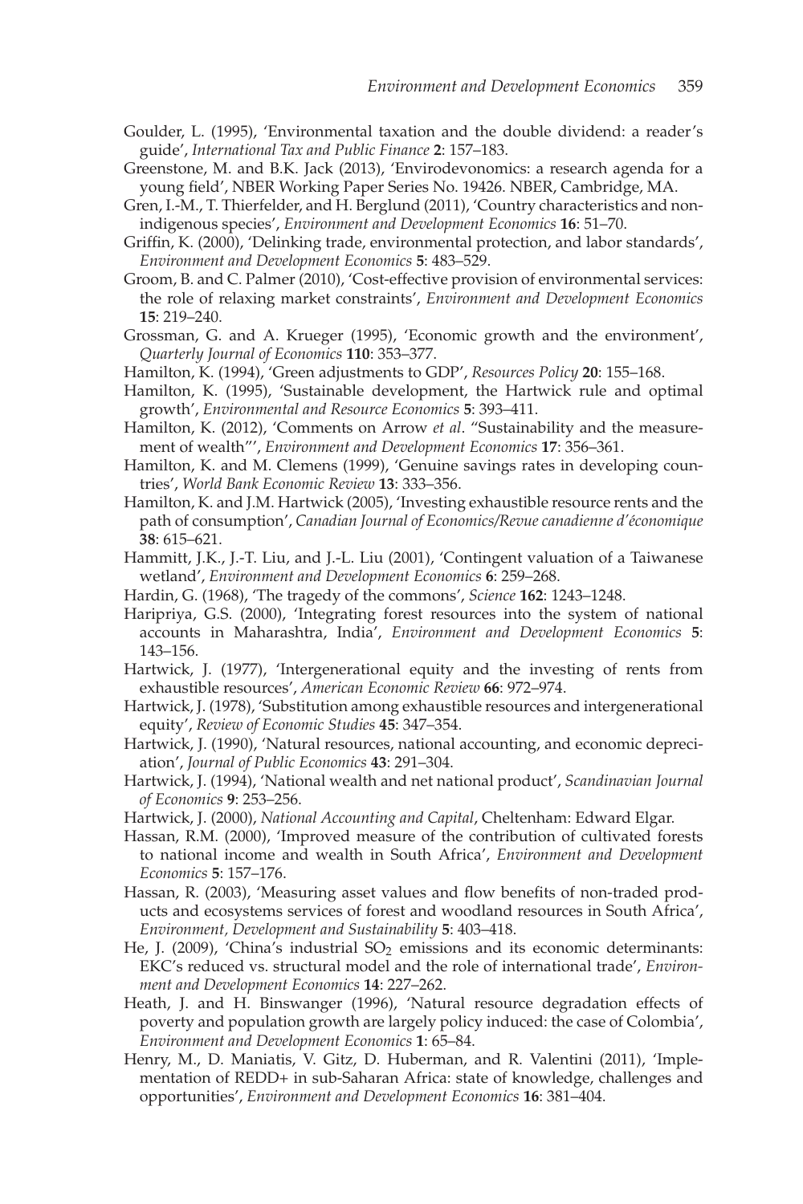Goulder, L. (1995), 'Environmental taxation and the double dividend: a reader's guide', *International Tax and Public Finance* **2**: 157–183.

Greenstone, M. and B.K. Jack (2013), 'Envirodevonomics: a research agenda for a young field', NBER Working Paper Series No. 19426. NBER, Cambridge, MA.

Gren, I.-M., T. Thierfelder, and H. Berglund (2011), 'Country characteristics and non-indigenous species', *Environment and Development Economics* **16**: 51–70.

Griffin, K. (2000), 'Delinking trade, environmental protection, and labor standards', *Environment and Development Economics* **5**: 483–529.

Groom, B. and C. Palmer (2010), 'Cost-effective provision of environmental services: the role of relaxing market constraints', *Environment and Development Economics* **15**: 219–240.

Grossman, G. and A. Krueger (1995), 'Economic growth and the environment', *Quarterly Journal of Economics* **110**: 353–377.

Hamilton, K. (1994), 'Green adjustments to GDP', *Resources Policy* **20**: 155–168.

Hamilton, K. (1995), 'Sustainable development, the Hartwick rule and optimal growth', *Environmental and Resource Economics* **5**: 393–411.

Hamilton, K. (2012), 'Comments on Arrow *et al*. "Sustainability and the measurement of wealth"', *Environment and Development Economics* **17**: 356–361.

Hamilton, K. and M. Clemens (1999), 'Genuine savings rates in developing countries', *World Bank Economic Review* **13**: 333–356.

Hamilton, K. and J.M. Hartwick (2005), 'Investing exhaustible resource rents and the path of consumption', *Canadian Journal of Economics/Revue canadienne d'économique* **38**: 615–621.

Hammitt, J.K., J.-T. Liu, and J.-L. Liu (2001), 'Contingent valuation of a Taiwanese wetland', *Environment and Development Economics* **6**: 259–268.

Hardin, G. (1968), 'The tragedy of the commons', *Science* **162**: 1243–1248.

Haripriya, G.S. (2000), 'Integrating forest resources into the system of national accounts in Maharashtra, India', *Environment and Development Economics* **5**: 143–156.

Hartwick, J. (1977), 'Intergenerational equity and the investing of rents from exhaustible resources', *American Economic Review* **66**: 972–974.

Hartwick, J. (1978), 'Substitution among exhaustible resources and intergenerational equity', *Review of Economic Studies* **45**: 347–354.

Hartwick, J. (1990), 'Natural resources, national accounting, and economic depreciation', *Journal of Public Economics* **43**: 291–304.

Hartwick, J. (1994), 'National wealth and net national product', *Scandinavian Journal of Economics* **9**: 253–256.

Hartwick, J. (2000), *National Accounting and Capital*, Cheltenham: Edward Elgar.

Hassan, R.M. (2000), 'Improved measure of the contribution of cultivated forests to national income and wealth in South Africa', *Environment and Development Economics* **5**: 157–176.

Hassan, R. (2003), 'Measuring asset values and flow benefits of non-traded products and ecosystems services of forest and woodland resources in South Africa', *Environment, Development and Sustainability* **5**: 403–418.

He, J. (2009), 'China's industrial $SO_2$ emissions and its economic determinants: EKC's reduced vs. structural model and the role of international trade', *Environment and Development Economics* **14**: 227–262.

Heath, J. and H. Binswanger (1996), 'Natural resource degradation effects of poverty and population growth are largely policy induced: the case of Colombia', *Environment and Development Economics* **1**: 65–84.

Henry, M., D. Maniatis, V. Gitz, D. Huberman, and R. Valentini (2011), 'Implementation of REDD+ in sub-Saharan Africa: state of knowledge, challenges and opportunities', *Environment and Development Economics* **16**: 381–404.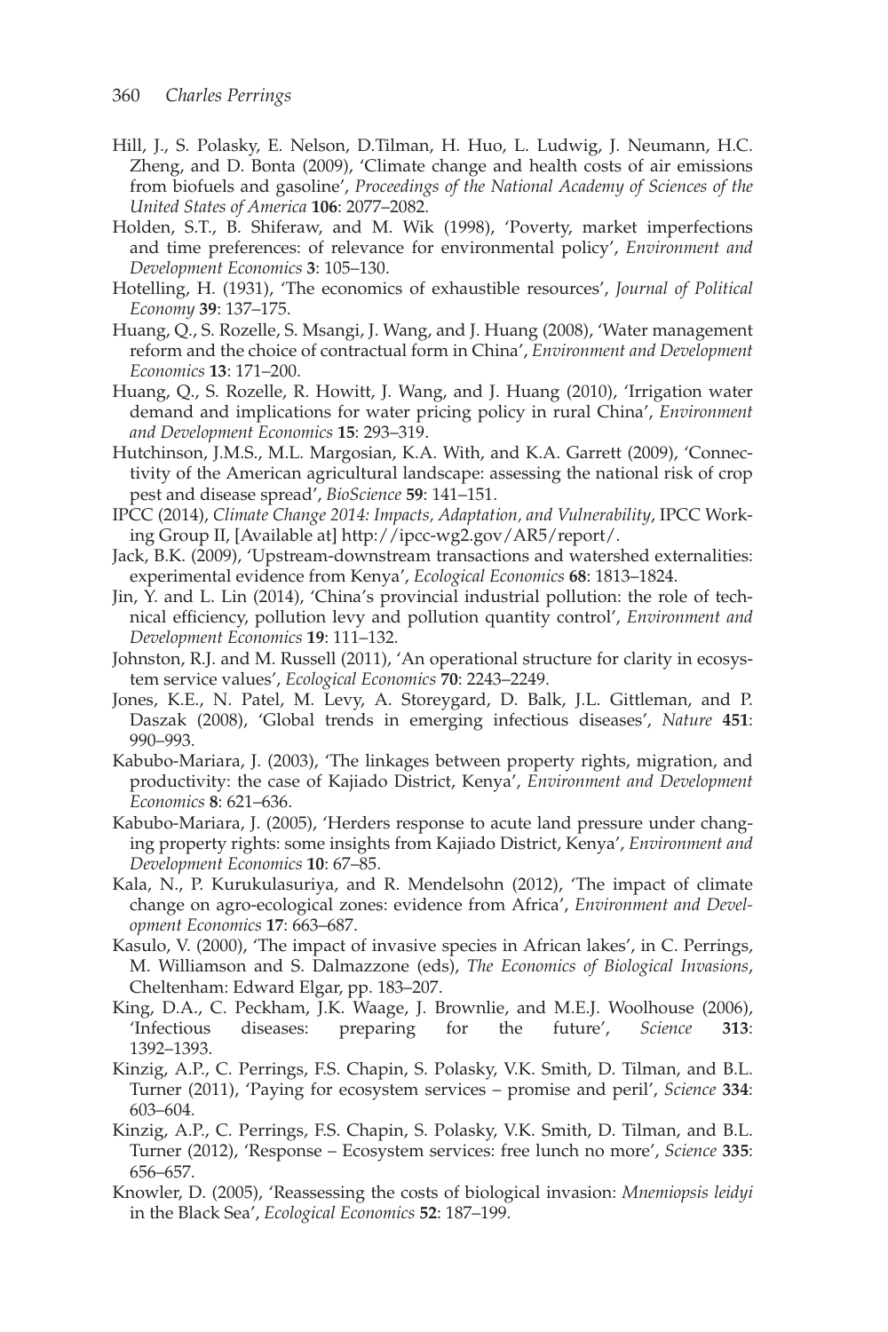Hill, J., S. Polasky, E. Nelson, D.Tilman, H. Huo, L. Ludwig, J. Neumann, H.C. Zheng, and D. Bonta (2009), 'Climate change and health costs of air emissions from biofuels and gasoline', *Proceedings of the National Academy of Sciences of the United States of America* **106**: 2077–2082.

Holden, S.T., B. Shiferaw, and M. Wik (1998), 'Poverty, market imperfections and time preferences: of relevance for environmental policy', *Environment and Development Economics* **3**: 105–130.

Hotelling, H. (1931), 'The economics of exhaustible resources', *Journal of Political Economy* **39**: 137–175.

Huang, Q., S. Rozelle, S. Msangi, J. Wang, and J. Huang (2008), 'Water management reform and the choice of contractual form in China', *Environment and Development Economics* **13**: 171–200.

Huang, Q., S. Rozelle, R. Howitt, J. Wang, and J. Huang (2010), 'Irrigation water demand and implications for water pricing policy in rural China', *Environment and Development Economics* **15**: 293–319.

Hutchinson, J.M.S., M.L. Margosian, K.A. With, and K.A. Garrett (2009), 'Connectivity of the American agricultural landscape: assessing the national risk of crop pest and disease spread', *BioScience* **59**: 141–151.

IPCC (2014), *Climate Change 2014: Impacts, Adaptation, and Vulnerability*, IPCC Working Group II, [Available at] http://ipcc-wg2.gov/AR5/report/.

Jack, B.K. (2009), 'Upstream-downstream transactions and watershed externalities: experimental evidence from Kenya', *Ecological Economics* **68**: 1813–1824.

Jin, Y. and L. Lin (2014), 'China's provincial industrial pollution: the role of technical efficiency, pollution levy and pollution quantity control', *Environment and Development Economics* **19**: 111–132.

Johnston, R.J. and M. Russell (2011), 'An operational structure for clarity in ecosystem service values', *Ecological Economics* **70**: 2243–2249.

Jones, K.E., N. Patel, M. Levy, A. Storeygard, D. Balk, J.L. Gittleman, and P. Daszak (2008), 'Global trends in emerging infectious diseases', *Nature* **451**: 990–993.

Kabubo-Mariara, J. (2003), 'The linkages between property rights, migration, and productivity: the case of Kajiado District, Kenya', *Environment and Development Economics* **8**: 621–636.

Kabubo-Mariara, J. (2005), 'Herders response to acute land pressure under changing property rights: some insights from Kajiado District, Kenya', *Environment and Development Economics* **10**: 67–85.

Kala, N., P. Kurukulasuriya, and R. Mendelsohn (2012), 'The impact of climate change on agro-ecological zones: evidence from Africa', *Environment and Development Economics* **17**: 663–687.

Kasulo, V. (2000), 'The impact of invasive species in African lakes', in C. Perrings, M. Williamson and S. Dalmazzone (eds), *The Economics of Biological Invasions*, Cheltenham: Edward Elgar, pp. 183–207.

King, D.A., C. Peckham, J.K. Waage, J. Brownlie, and M.E.J. Woolhouse (2006), 'Infectious diseases: preparing for the future', *Science* **313**: 1392–1393.

Kinzig, A.P., C. Perrings, F.S. Chapin, S. Polasky, V.K. Smith, D. Tilman, and B.L. Turner (2011), 'Paying for ecosystem services – promise and peril', *Science* **334**: 603–604.

Kinzig, A.P., C. Perrings, F.S. Chapin, S. Polasky, V.K. Smith, D. Tilman, and B.L. Turner (2012), 'Response – Ecosystem services: free lunch no more', *Science* **335**: 656–657.

Knowler, D. (2005), 'Reassessing the costs of biological invasion: *Mnemiopsis leidyi* in the Black Sea', *Ecological Economics* **52**: 187–199.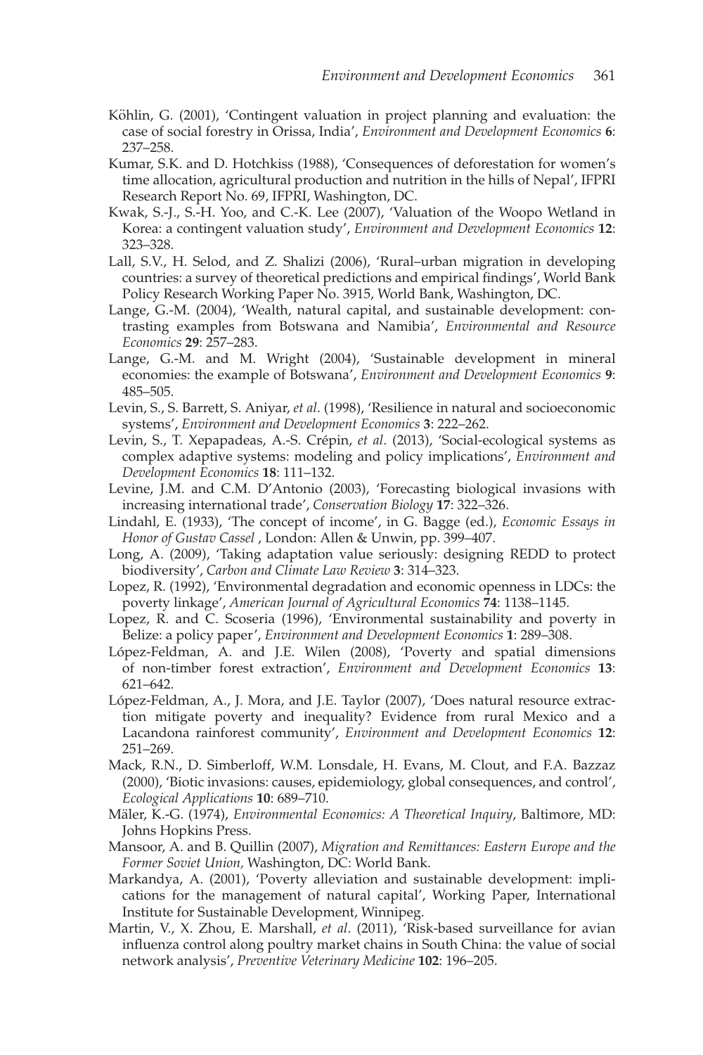Köhlin, G. (2001), 'Contingent valuation in project planning and evaluation: the case of social forestry in Orissa, India', *Environment and Development Economics* **6**: 237–258.

Kumar, S.K. and D. Hotchkiss (1988), 'Consequences of deforestation for women's time allocation, agricultural production and nutrition in the hills of Nepal', IFPRI Research Report No. 69, IFPRI, Washington, DC.

Kwak, S.-J., S.-H. Yoo, and C.-K. Lee (2007), 'Valuation of the Woopo Wetland in Korea: a contingent valuation study', *Environment and Development Economics* **12**: 323–328.

Lall, S.V., H. Selod, and Z. Shalizi (2006), 'Rural–urban migration in developing countries: a survey of theoretical predictions and empirical findings', World Bank Policy Research Working Paper No. 3915, World Bank, Washington, DC.

Lange, G.-M. (2004), 'Wealth, natural capital, and sustainable development: contrasting examples from Botswana and Namibia', *Environmental and Resource Economics* **29**: 257–283.

Lange, G.-M. and M. Wright (2004), 'Sustainable development in mineral economies: the example of Botswana', *Environment and Development Economics* **9**: 485–505.

Levin, S., S. Barrett, S. Aniyar, *et al*. (1998), 'Resilience in natural and socioeconomic systems', *Environment and Development Economics* **3**: 222–262.

Levin, S., T. Xepapadeas, A.-S. Crépin, *et al*. (2013), 'Social-ecological systems as complex adaptive systems: modeling and policy implications', *Environment and Development Economics* **18**: 111–132.

Levine, J.M. and C.M. D'Antonio (2003), 'Forecasting biological invasions with increasing international trade', *Conservation Biology* **17**: 322–326.

Lindahl, E. (1933), 'The concept of income', in G. Bagge (ed.), *Economic Essays in Honor of Gustav Cassel* , London: Allen & Unwin, pp. 399–407.

Long, A. (2009), 'Taking adaptation value seriously: designing REDD to protect biodiversity', *Carbon and Climate Law Review* **3**: 314–323.

Lopez, R. (1992), 'Environmental degradation and economic openness in LDCs: the poverty linkage', *American Journal of Agricultural Economics* **74**: 1138–1145.

Lopez, R. and C. Scoseria (1996), 'Environmental sustainability and poverty in Belize: a policy paper', *Environment and Development Economics* **1**: 289–308.

López-Feldman, A. and J.E. Wilen (2008), 'Poverty and spatial dimensions of non-timber forest extraction', *Environment and Development Economics* **13**: 621–642.

López-Feldman, A., J. Mora, and J.E. Taylor (2007), 'Does natural resource extraction mitigate poverty and inequality? Evidence from rural Mexico and a Lacandona rainforest community', *Environment and Development Economics* **12**: 251–269.

Mack, R.N., D. Simberloff, W.M. Lonsdale, H. Evans, M. Clout, and F.A. Bazzaz (2000), 'Biotic invasions: causes, epidemiology, global consequences, and control', *Ecological Applications* **10**: 689–710.

Mäler, K.-G. (1974), *Environmental Economics: A Theoretical Inquiry*, Baltimore, MD: Johns Hopkins Press.

Mansoor, A. and B. Quillin (2007), *Migration and Remittances: Eastern Europe and the Former Soviet Union,* Washington, DC: World Bank.

Markandya, A. (2001), 'Poverty alleviation and sustainable development: implications for the management of natural capital', Working Paper, International Institute for Sustainable Development, Winnipeg.

Martin, V., X. Zhou, E. Marshall, *et al*. (2011), 'Risk-based surveillance for avian influenza control along poultry market chains in South China: the value of social network analysis', *Preventive Veterinary Medicine* **102**: 196–205.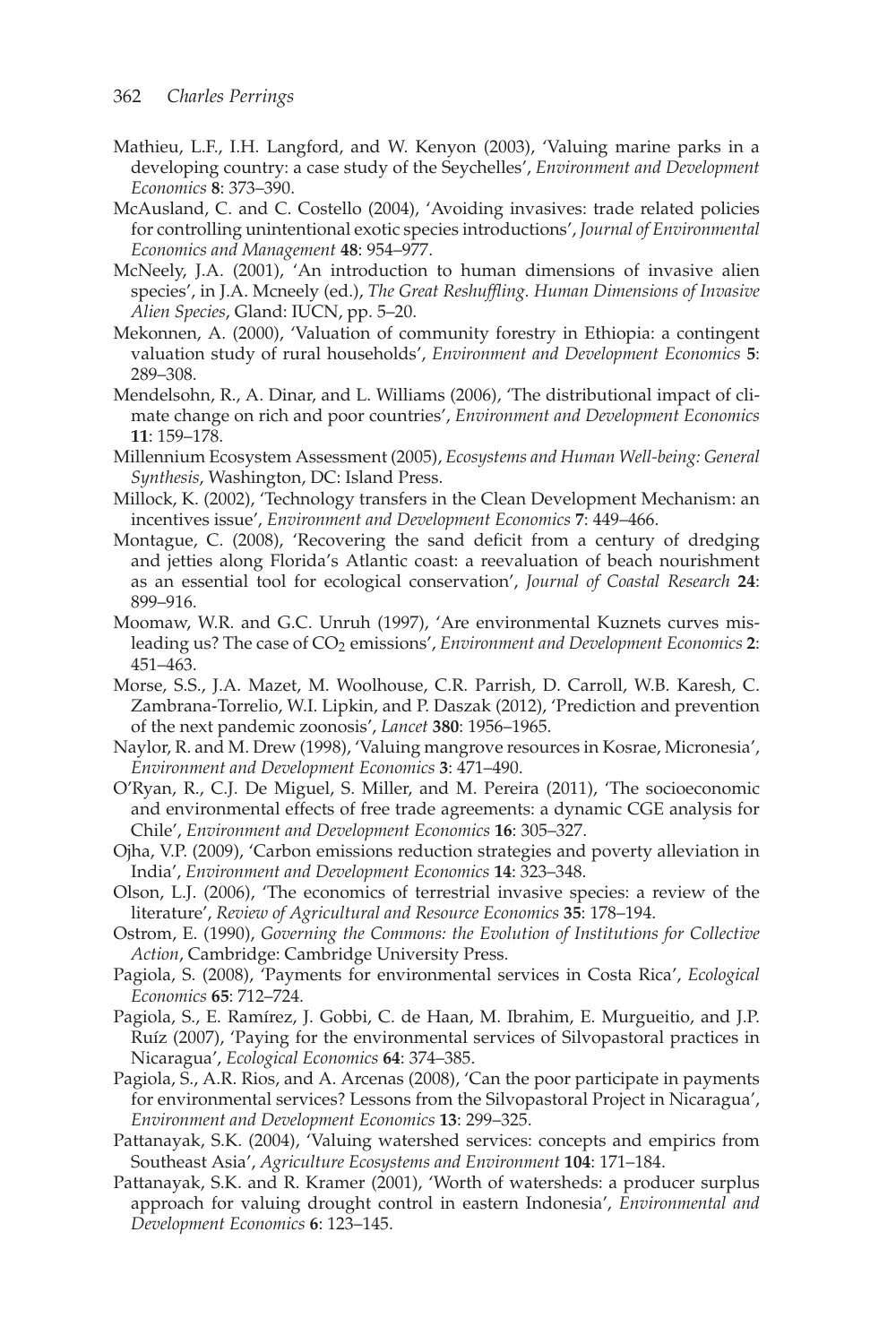Mathieu, L.F., I.H. Langford, and W. Kenyon (2003), 'Valuing marine parks in a developing country: a case study of the Seychelles', *Environment and Development Economics* **8**: 373–390.

McAusland, C. and C. Costello (2004), 'Avoiding invasives: trade related policies for controlling unintentional exotic species introductions', *Journal of Environmental Economics and Management* **48**: 954–977.

McNeely, J.A. (2001), 'An introduction to human dimensions of invasive alien species', in J.A. Mcneely (ed.), *The Great Reshuffling. Human Dimensions of Invasive Alien Species*, Gland: IUCN, pp. 5–20.

Mekonnen, A. (2000), 'Valuation of community forestry in Ethiopia: a contingent valuation study of rural households', *Environment and Development Economics* **5**: 289–308.

Mendelsohn, R., A. Dinar, and L. Williams (2006), 'The distributional impact of climate change on rich and poor countries', *Environment and Development Economics* **11**: 159–178.

Millennium Ecosystem Assessment (2005), *Ecosystems and Human Well-being: General Synthesis*, Washington, DC: Island Press.

Millock, K. (2002), 'Technology transfers in the Clean Development Mechanism: an incentives issue', *Environment and Development Economics* **7**: 449–466.

Montague, C. (2008), 'Recovering the sand deficit from a century of dredging and jetties along Florida's Atlantic coast: a reevaluation of beach nourishment as an essential tool for ecological conservation', *Journal of Coastal Research* **24**: 899–916.

Moomaw, W.R. and G.C. Unruh (1997), 'Are environmental Kuznets curves misleading us? The case of $CO_2$ emissions', *Environment and Development Economics* **2**: 451–463.

Morse, S.S., J.A. Mazet, M. Woolhouse, C.R. Parrish, D. Carroll, W.B. Karesh, C. Zambrana-Torrelio, W.I. Lipkin, and P. Daszak (2012), 'Prediction and prevention of the next pandemic zoonosis', *Lancet* **380**: 1956–1965.

Naylor, R. and M. Drew (1998), 'Valuing mangrove resources in Kosrae, Micronesia', *Environment and Development Economics* **3**: 471–490.

O'Ryan, R., C.J. De Miguel, S. Miller, and M. Pereira (2011), 'The socioeconomic and environmental effects of free trade agreements: a dynamic CGE analysis for Chile', *Environment and Development Economics* **16**: 305–327.

Ojha, V.P. (2009), 'Carbon emissions reduction strategies and poverty alleviation in India', *Environment and Development Economics* **14**: 323–348.

Olson, L.J. (2006), 'The economics of terrestrial invasive species: a review of the literature', *Review of Agricultural and Resource Economics* **35**: 178–194.

Ostrom, E. (1990), *Governing the Commons: the Evolution of Institutions for Collective Action*, Cambridge: Cambridge University Press.

Pagiola, S. (2008), 'Payments for environmental services in Costa Rica', *Ecological Economics* **65**: 712–724.

Pagiola, S., E. Ramírez, J. Gobbi, C. de Haan, M. Ibrahim, E. Murgueitio, and J.P. Ruíz (2007), 'Paying for the environmental services of Silvopastoral practices in Nicaragua', *Ecological Economics* **64**: 374–385.

Pagiola, S., A.R. Rios, and A. Arcenas (2008), 'Can the poor participate in payments for environmental services? Lessons from the Silvopastoral Project in Nicaragua', *Environment and Development Economics* **13**: 299–325.

Pattanayak, S.K. (2004), 'Valuing watershed services: concepts and empirics from Southeast Asia', *Agriculture Ecosystems and Environment* **104**: 171–184.

Pattanayak, S.K. and R. Kramer (2001), 'Worth of watersheds: a producer surplus approach for valuing drought control in eastern Indonesia', *Environmental and Development Economics* **6**: 123–145.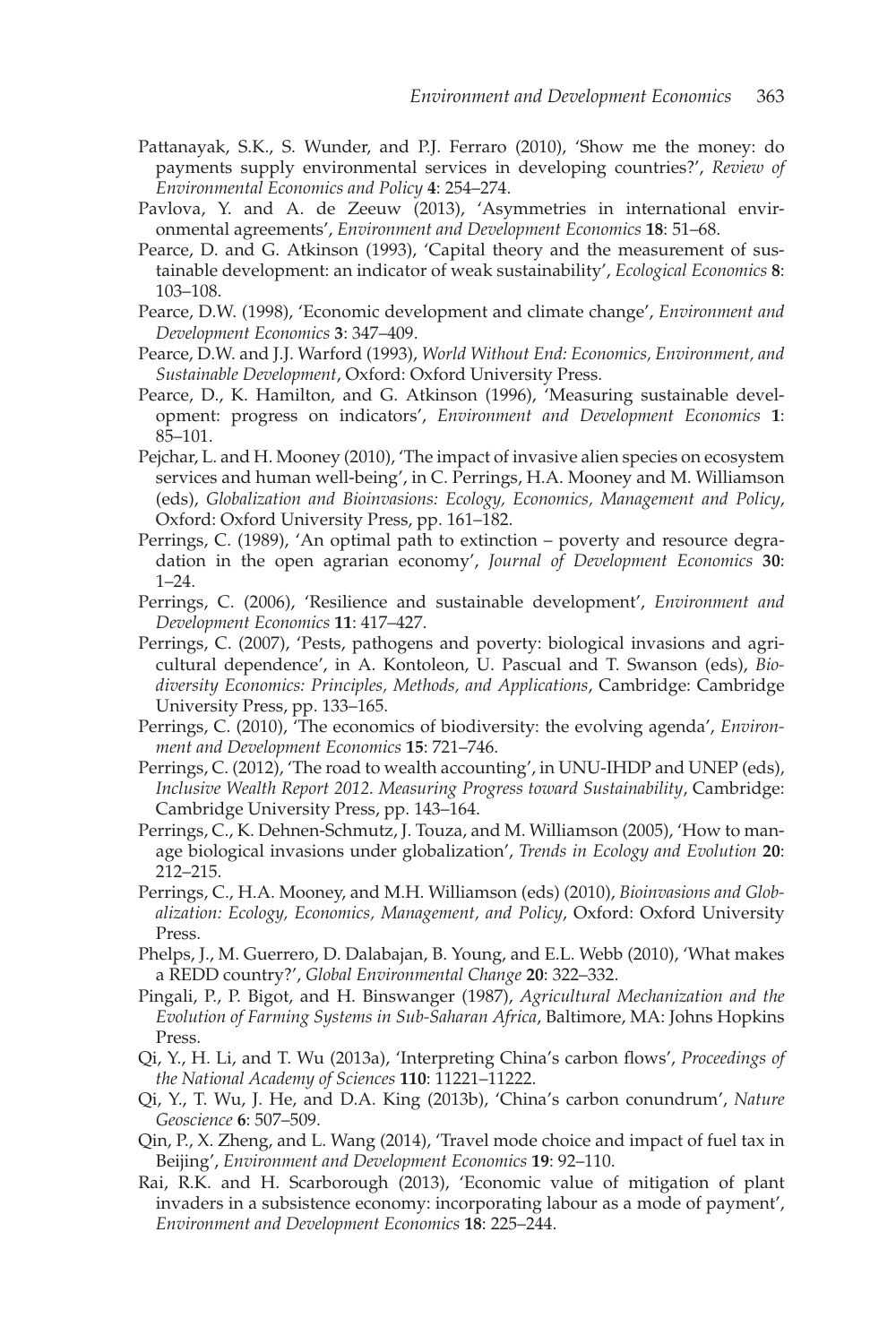Pattanayak, S.K., S. Wunder, and P.J. Ferraro (2010), 'Show me the money: do payments supply environmental services in developing countries?', *Review of Environmental Economics and Policy* **4**: 254–274.

Pavlova, Y. and A. de Zeeuw (2013), 'Asymmetries in international environmental agreements', *Environment and Development Economics* **18**: 51–68.

Pearce, D. and G. Atkinson (1993), 'Capital theory and the measurement of sustainable development: an indicator of weak sustainability', *Ecological Economics* **8**: 103–108.

Pearce, D.W. (1998), 'Economic development and climate change', *Environment and Development Economics* **3**: 347–409.

Pearce, D.W. and J.J. Warford (1993), *World Without End: Economics, Environment, and Sustainable Development*, Oxford: Oxford University Press.

Pearce, D., K. Hamilton, and G. Atkinson (1996), 'Measuring sustainable development: progress on indicators', *Environment and Development Economics* **1**: 85–101.

Pejchar, L. and H. Mooney (2010), 'The impact of invasive alien species on ecosystem services and human well-being', in C. Perrings, H.A. Mooney and M. Williamson (eds), *Globalization and Bioinvasions: Ecology, Economics, Management and Policy*, Oxford: Oxford University Press, pp. 161–182.

Perrings, C. (1989), 'An optimal path to extinction – poverty and resource degradation in the open agrarian economy', *Journal of Development Economics* **30**: 1–24.

Perrings, C. (2006), 'Resilience and sustainable development', *Environment and Development Economics* **11**: 417–427.

Perrings, C. (2007), 'Pests, pathogens and poverty: biological invasions and agricultural dependence', in A. Kontoleon, U. Pascual and T. Swanson (eds), *Biodiversity Economics: Principles, Methods, and Applications*, Cambridge: Cambridge University Press, pp. 133–165.

Perrings, C. (2010), 'The economics of biodiversity: the evolving agenda', *Environment and Development Economics* **15**: 721–746.

Perrings, C. (2012), 'The road to wealth accounting', in UNU-IHDP and UNEP (eds), *Inclusive Wealth Report 2012. Measuring Progress toward Sustainability*, Cambridge: Cambridge University Press, pp. 143–164.

Perrings, C., K. Dehnen-Schmutz, J. Touza, and M. Williamson (2005), 'How to manage biological invasions under globalization', *Trends in Ecology and Evolution* **20**: 212–215.

Perrings, C., H.A. Mooney, and M.H. Williamson (eds) (2010), *Bioinvasions and Globalization: Ecology, Economics, Management, and Policy*, Oxford: Oxford University Press.

Phelps, J., M. Guerrero, D. Dalabajan, B. Young, and E.L. Webb (2010), 'What makes a REDD country?', *Global Environmental Change* **20**: 322–332.

Pingali, P., P. Bigot, and H. Binswanger (1987), *Agricultural Mechanization and the Evolution of Farming Systems in Sub-Saharan Africa*, Baltimore, MA: Johns Hopkins Press.

Qi, Y., H. Li, and T. Wu (2013a), 'Interpreting China's carbon flows', *Proceedings of the National Academy of Sciences* **110**: 11221–11222.

Qi, Y., T. Wu, J. He, and D.A. King (2013b), 'China's carbon conundrum', *Nature Geoscience* **6**: 507–509.

Qin, P., X. Zheng, and L. Wang (2014), 'Travel mode choice and impact of fuel tax in Beijing', *Environment and Development Economics* **19**: 92–110.

Rai, R.K. and H. Scarborough (2013), 'Economic value of mitigation of plant invaders in a subsistence economy: incorporating labour as a mode of payment', *Environment and Development Economics* **18**: 225–244.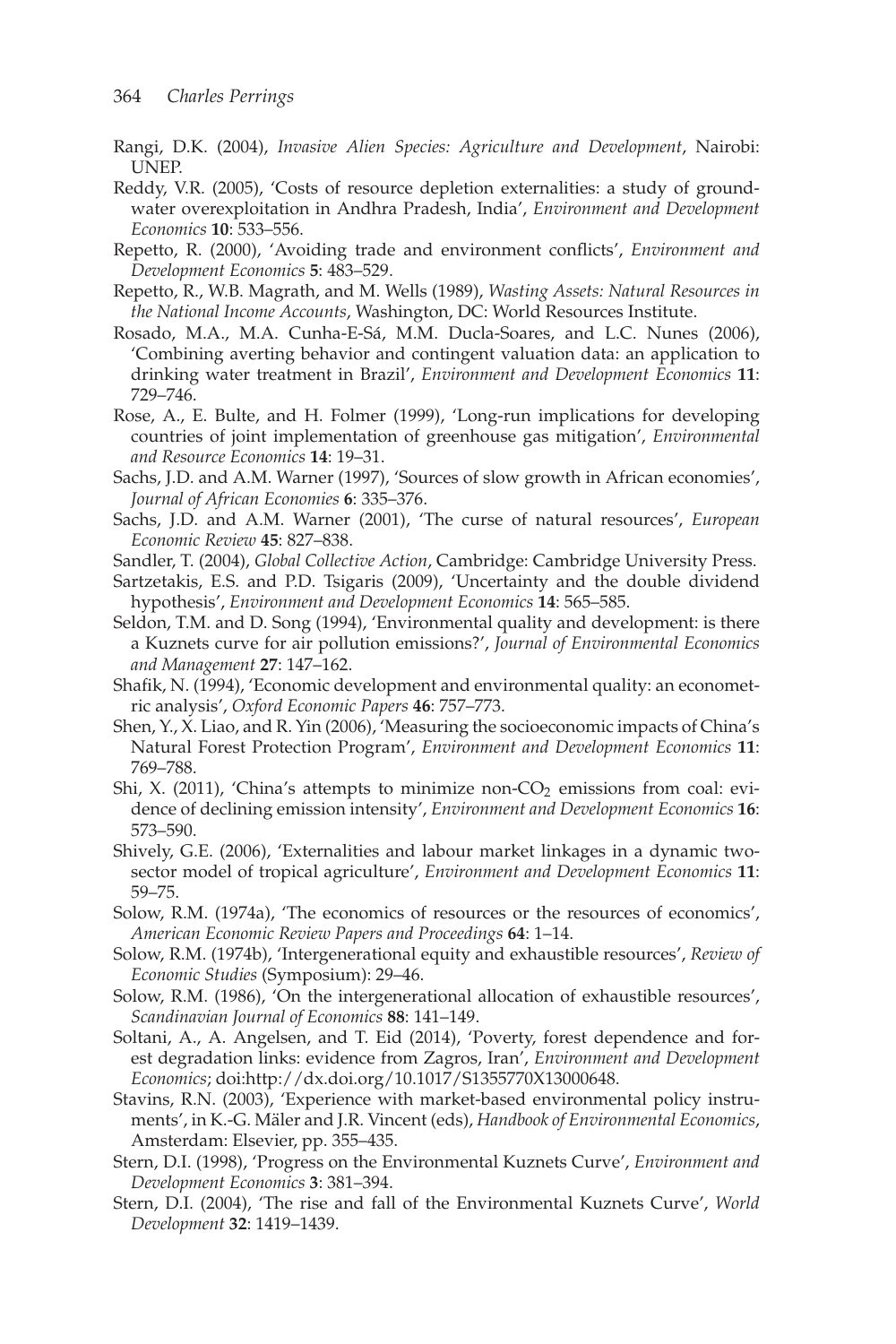Rangi, D.K. (2004), *Invasive Alien Species: Agriculture and Development*, Nairobi: UNEP.

Reddy, V.R. (2005), 'Costs of resource depletion externalities: a study of groundwater overexploitation in Andhra Pradesh, India', *Environment and Development Economics* **10**: 533–556.

Repetto, R. (2000), 'Avoiding trade and environment conflicts', *Environment and Development Economics* **5**: 483–529.

Repetto, R., W.B. Magrath, and M. Wells (1989), *Wasting Assets: Natural Resources in the National Income Accounts*, Washington, DC: World Resources Institute.

Rosado, M.A., M.A. Cunha-E-Sá, M.M. Ducla-Soares, and L.C. Nunes (2006), 'Combining averting behavior and contingent valuation data: an application to drinking water treatment in Brazil', *Environment and Development Economics* **11**: 729–746.

Rose, A., E. Bulte, and H. Folmer (1999), 'Long-run implications for developing countries of joint implementation of greenhouse gas mitigation', *Environmental and Resource Economics* **14**: 19–31.

Sachs, J.D. and A.M. Warner (1997), 'Sources of slow growth in African economies', *Journal of African Economies* **6**: 335–376.

Sachs, J.D. and A.M. Warner (2001), 'The curse of natural resources', *European Economic Review* **45**: 827–838.

Sandler, T. (2004), *Global Collective Action*, Cambridge: Cambridge University Press.

Sartzetakis, E.S. and P.D. Tsigaris (2009), 'Uncertainty and the double dividend hypothesis', *Environment and Development Economics* **14**: 565–585.

Seldon, T.M. and D. Song (1994), 'Environmental quality and development: is there a Kuznets curve for air pollution emissions?', *Journal of Environmental Economics and Management* **27**: 147–162.

Shafik, N. (1994), 'Economic development and environmental quality: an econometric analysis', *Oxford Economic Papers* **46**: 757–773.

Shen, Y., X. Liao, and R. Yin (2006), 'Measuring the socioeconomic impacts of China's Natural Forest Protection Program', *Environment and Development Economics* **11**: 769–788.

Shi, X. (2011), 'China's attempts to minimize non-$CO_2$ emissions from coal: evidence of declining emission intensity', *Environment and Development Economics* **16**: 573–590.

Shively, G.E. (2006), 'Externalities and labour market linkages in a dynamic two-sector model of tropical agriculture', *Environment and Development Economics* **11**: 59–75.

Solow, R.M. (1974a), 'The economics of resources or the resources of economics', *American Economic Review Papers and Proceedings* **64**: 1–14.

Solow, R.M. (1974b), 'Intergenerational equity and exhaustible resources', *Review of Economic Studies* (Symposium): 29–46.

Solow, R.M. (1986), 'On the intergenerational allocation of exhaustible resources', *Scandinavian Journal of Economics* **88**: 141–149.

Soltani, A., A. Angelsen, and T. Eid (2014), 'Poverty, forest dependence and forest degradation links: evidence from Zagros, Iran', *Environment and Development Economics*; doi:http://dx.doi.org/10.1017/S1355770X13000648.

Stavins, R.N. (2003), 'Experience with market-based environmental policy instruments', in K.-G. Mäler and J.R. Vincent (eds), *Handbook of Environmental Economics*, Amsterdam: Elsevier, pp. 355–435.

Stern, D.I. (1998), 'Progress on the Environmental Kuznets Curve', *Environment and Development Economics* **3**: 381–394.

Stern, D.I. (2004), 'The rise and fall of the Environmental Kuznets Curve', *World Development* **32**: 1419–1439.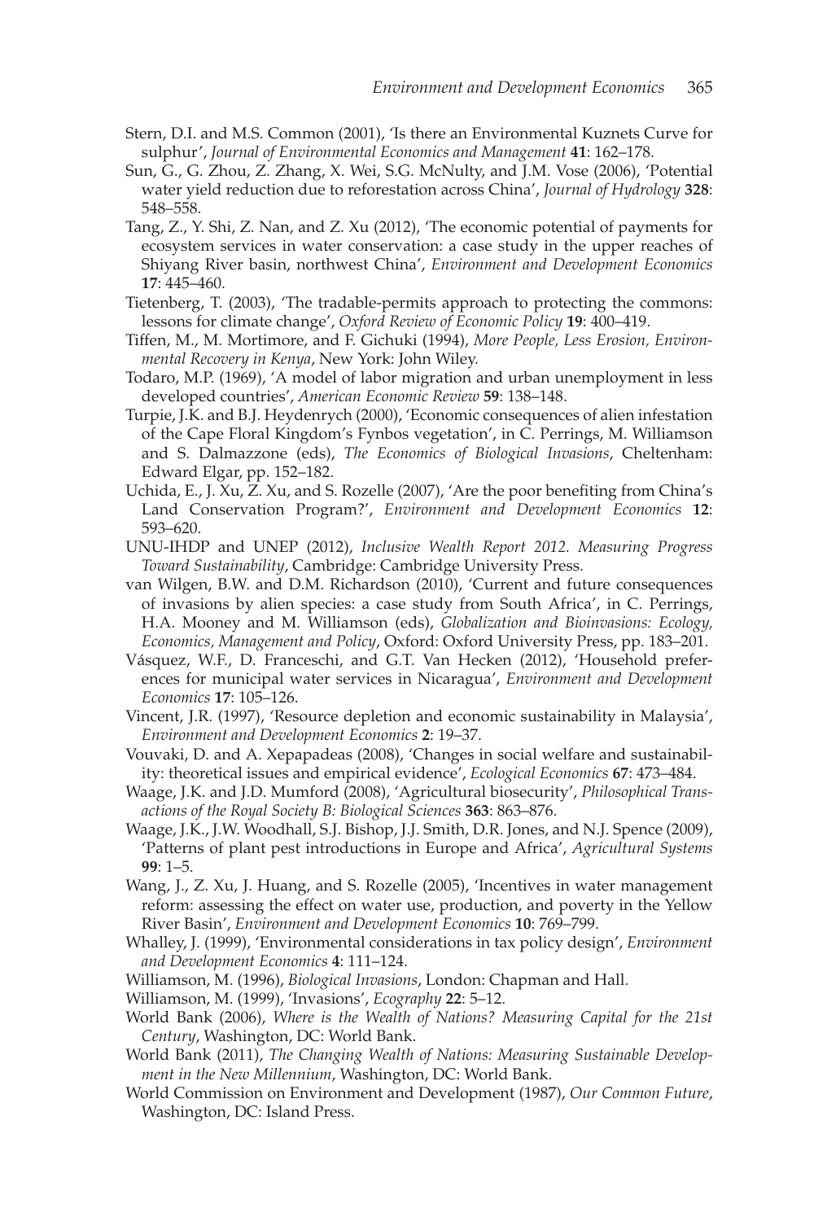Stern, D.I. and M.S. Common (2001), 'Is there an Environmental Kuznets Curve for sulphur', *Journal of Environmental Economics and Management* **41**: 162–178.

Sun, G., G. Zhou, Z. Zhang, X. Wei, S.G. McNulty, and J.M. Vose (2006), 'Potential water yield reduction due to reforestation across China', *Journal of Hydrology* **328**: 548–558.

Tang, Z., Y. Shi, Z. Nan, and Z. Xu (2012), 'The economic potential of payments for ecosystem services in water conservation: a case study in the upper reaches of Shiyang River basin, northwest China', *Environment and Development Economics* **17**: 445–460.

Tietenberg, T. (2003), 'The tradable-permits approach to protecting the commons: lessons for climate change', *Oxford Review of Economic Policy* **19**: 400–419.

Tiffen, M., M. Mortimore, and F. Gichuki (1994), *More People, Less Erosion, Environmental Recovery in Kenya*, New York: John Wiley.

Todaro, M.P. (1969), 'A model of labor migration and urban unemployment in less developed countries', *American Economic Review* **59**: 138–148.

Turpie, J.K. and B.J. Heydenrych (2000), 'Economic consequences of alien infestation of the Cape Floral Kingdom's Fynbos vegetation', in C. Perrings, M. Williamson and S. Dalmazzone (eds), *The Economics of Biological Invasions*, Cheltenham: Edward Elgar, pp. 152–182.

Uchida, E., J. Xu, Z. Xu, and S. Rozelle (2007), 'Are the poor benefiting from China's Land Conservation Program?', *Environment and Development Economics* **12**: 593–620.

UNU-IHDP and UNEP (2012), *Inclusive Wealth Report 2012. Measuring Progress Toward Sustainability*, Cambridge: Cambridge University Press.

van Wilgen, B.W. and D.M. Richardson (2010), 'Current and future consequences of invasions by alien species: a case study from South Africa', in C. Perrings, H.A. Mooney and M. Williamson (eds), *Globalization and Bioinvasions: Ecology, Economics, Management and Policy*, Oxford: Oxford University Press, pp. 183–201.

Vásquez, W.F., D. Franceschi, and G.T. Van Hecken (2012), 'Household preferences for municipal water services in Nicaragua', *Environment and Development Economics* **17**: 105–126.

Vincent, J.R. (1997), 'Resource depletion and economic sustainability in Malaysia', *Environment and Development Economics* **2**: 19–37.

Vouvaki, D. and A. Xepapadeas (2008), 'Changes in social welfare and sustainability: theoretical issues and empirical evidence', *Ecological Economics* **67**: 473–484.

Waage, J.K. and J.D. Mumford (2008), 'Agricultural biosecurity', *Philosophical Transactions of the Royal Society B: Biological Sciences* **363**: 863–876.

Waage, J.K., J.W. Woodhall, S.J. Bishop, J.J. Smith, D.R. Jones, and N.J. Spence (2009), 'Patterns of plant pest introductions in Europe and Africa', *Agricultural Systems* **99**: 1–5.

Wang, J., Z. Xu, J. Huang, and S. Rozelle (2005), 'Incentives in water management reform: assessing the effect on water use, production, and poverty in the Yellow River Basin', *Environment and Development Economics* **10**: 769–799.

Whalley, J. (1999), 'Environmental considerations in tax policy design', *Environment and Development Economics* **4**: 111–124.

Williamson, M. (1996), *Biological Invasions*, London: Chapman and Hall.

Williamson, M. (1999), 'Invasions', *Ecography* **22**: 5–12.

World Bank (2006), *Where is the Wealth of Nations? Measuring Capital for the 21st Century*, Washington, DC: World Bank.

World Bank (2011), *The Changing Wealth of Nations: Measuring Sustainable Development in the New Millennium*, Washington, DC: World Bank.

World Commission on Environment and Development (1987), *Our Common Future*, Washington, DC: Island Press.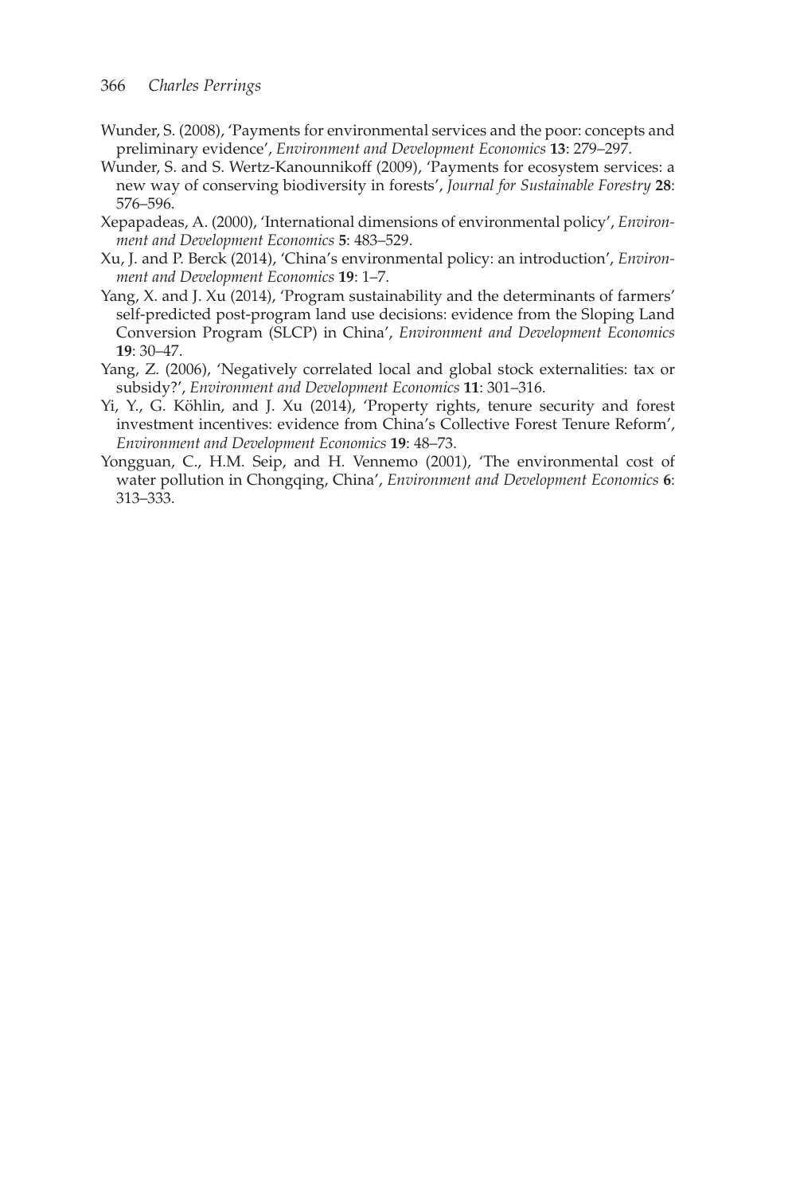Wunder, S. (2008), 'Payments for environmental services and the poor: concepts and preliminary evidence', *Environment and Development Economics* **13**: 279–297.

Wunder, S. and S. Wertz-Kanounnikoff (2009), 'Payments for ecosystem services: a new way of conserving biodiversity in forests', *Journal for Sustainable Forestry* **28**: 576–596.

Xepapadeas, A. (2000), 'International dimensions of environmental policy', *Environment and Development Economics* **5**: 483–529.

Xu, J. and P. Berck (2014), 'China's environmental policy: an introduction', *Environment and Development Economics* **19**: 1–7.

Yang, X. and J. Xu (2014), 'Program sustainability and the determinants of farmers' self-predicted post-program land use decisions: evidence from the Sloping Land Conversion Program (SLCP) in China', *Environment and Development Economics* **19**: 30–47.

Yang, Z. (2006), 'Negatively correlated local and global stock externalities: tax or subsidy?', *Environment and Development Economics* **11**: 301–316.

Yi, Y., G. Köhlin, and J. Xu (2014), 'Property rights, tenure security and forest investment incentives: evidence from China's Collective Forest Tenure Reform', *Environment and Development Economics* **19**: 48–73.

Yongguan, C., H.M. Seip, and H. Vennemo (2001), 'The environmental cost of water pollution in Chongqing, China', *Environment and Development Economics* **6**: 313–333.